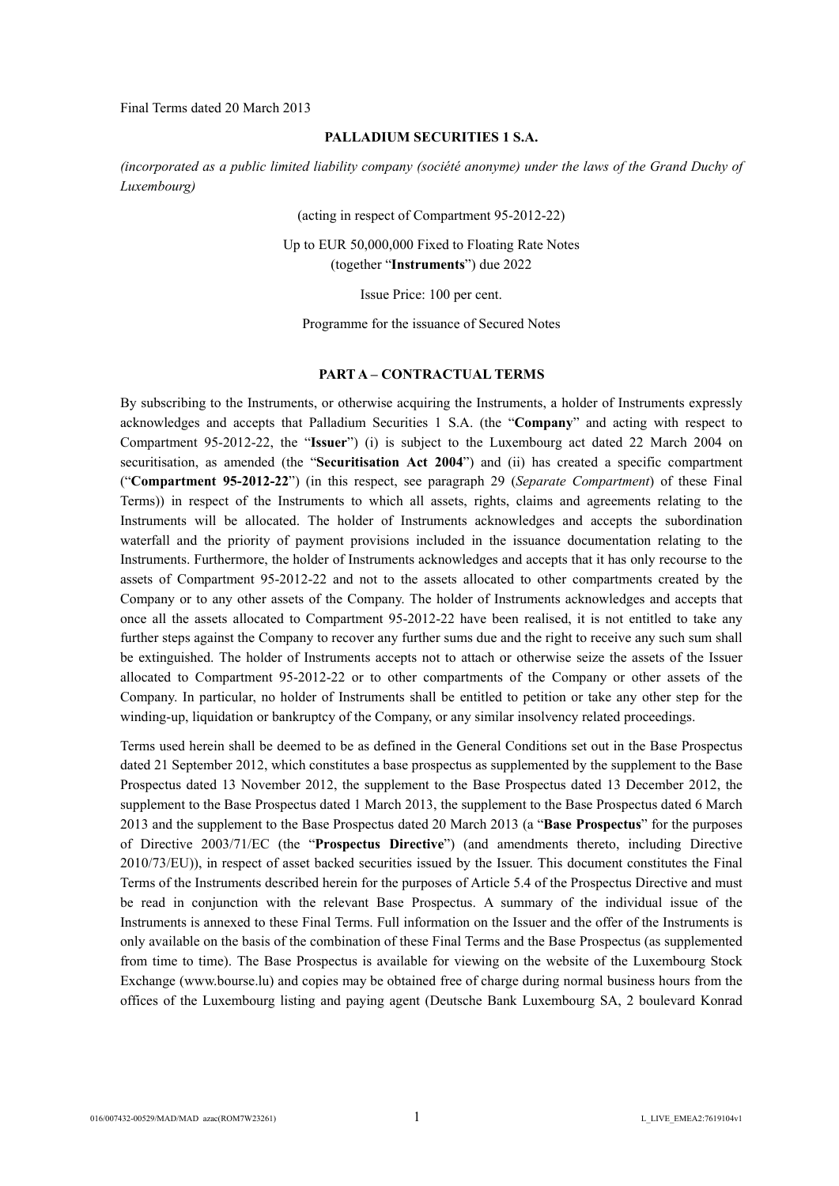Final Terms dated 20 March 2013

**PALLADIUM SECURITIES 1 S.A.**

*(incorporated as a public limited liability company (société anonyme) under the laws of the Grand Duchy of Luxembourg)*

(acting in respect of Compartment 95-2012-22)

Up to EUR 50,000,000 Fixed to Floating Rate Notes
(together "**Instruments**") due 2022

Issue Price: 100 per cent.

Programme for the issuance of Secured Notes

## PART A – CONTRACTUAL TERMS

By subscribing to the Instruments, or otherwise acquiring the Instruments, a holder of Instruments expressly acknowledges and accepts that Palladium Securities 1 S.A. (the "**Company**" and acting with respect to Compartment 95-2012-22, the "**Issuer**") (i) is subject to the Luxembourg act dated 22 March 2004 on securitisation, as amended (the "**Securitisation Act 2004**") and (ii) has created a specific compartment ("**Compartment 95-2012-22**") (in this respect, see paragraph 29 (*Separate Compartment*) of these Final Terms)) in respect of the Instruments to which all assets, rights, claims and agreements relating to the Instruments will be allocated. The holder of Instruments acknowledges and accepts the subordination waterfall and the priority of payment provisions included in the issuance documentation relating to the Instruments. Furthermore, the holder of Instruments acknowledges and accepts that it has only recourse to the assets of Compartment 95-2012-22 and not to the assets allocated to other compartments created by the Company or to any other assets of the Company. The holder of Instruments acknowledges and accepts that once all the assets allocated to Compartment 95-2012-22 have been realised, it is not entitled to take any further steps against the Company to recover any further sums due and the right to receive any such sum shall be extinguished. The holder of Instruments accepts not to attach or otherwise seize the assets of the Issuer allocated to Compartment 95-2012-22 or to other compartments of the Company or other assets of the Company. In particular, no holder of Instruments shall be entitled to petition or take any other step for the winding-up, liquidation or bankruptcy of the Company, or any similar insolvency related proceedings.

Terms used herein shall be deemed to be as defined in the General Conditions set out in the Base Prospectus dated 21 September 2012, which constitutes a base prospectus as supplemented by the supplement to the Base Prospectus dated 13 November 2012, the supplement to the Base Prospectus dated 13 December 2012, the supplement to the Base Prospectus dated 1 March 2013, the supplement to the Base Prospectus dated 6 March 2013 and the supplement to the Base Prospectus dated 20 March 2013 (a "**Base Prospectus**" for the purposes of Directive 2003/71/EC (the "**Prospectus Directive**") (and amendments thereto, including Directive 2010/73/EU)), in respect of asset backed securities issued by the Issuer. This document constitutes the Final Terms of the Instruments described herein for the purposes of Article 5.4 of the Prospectus Directive and must be read in conjunction with the relevant Base Prospectus. A summary of the individual issue of the Instruments is annexed to these Final Terms. Full information on the Issuer and the offer of the Instruments is only available on the basis of the combination of these Final Terms and the Base Prospectus (as supplemented from time to time). The Base Prospectus is available for viewing on the website of the Luxembourg Stock Exchange (www.bourse.lu) and copies may be obtained free of charge during normal business hours from the offices of the Luxembourg listing and paying agent (Deutsche Bank Luxembourg SA, 2 boulevard Konrad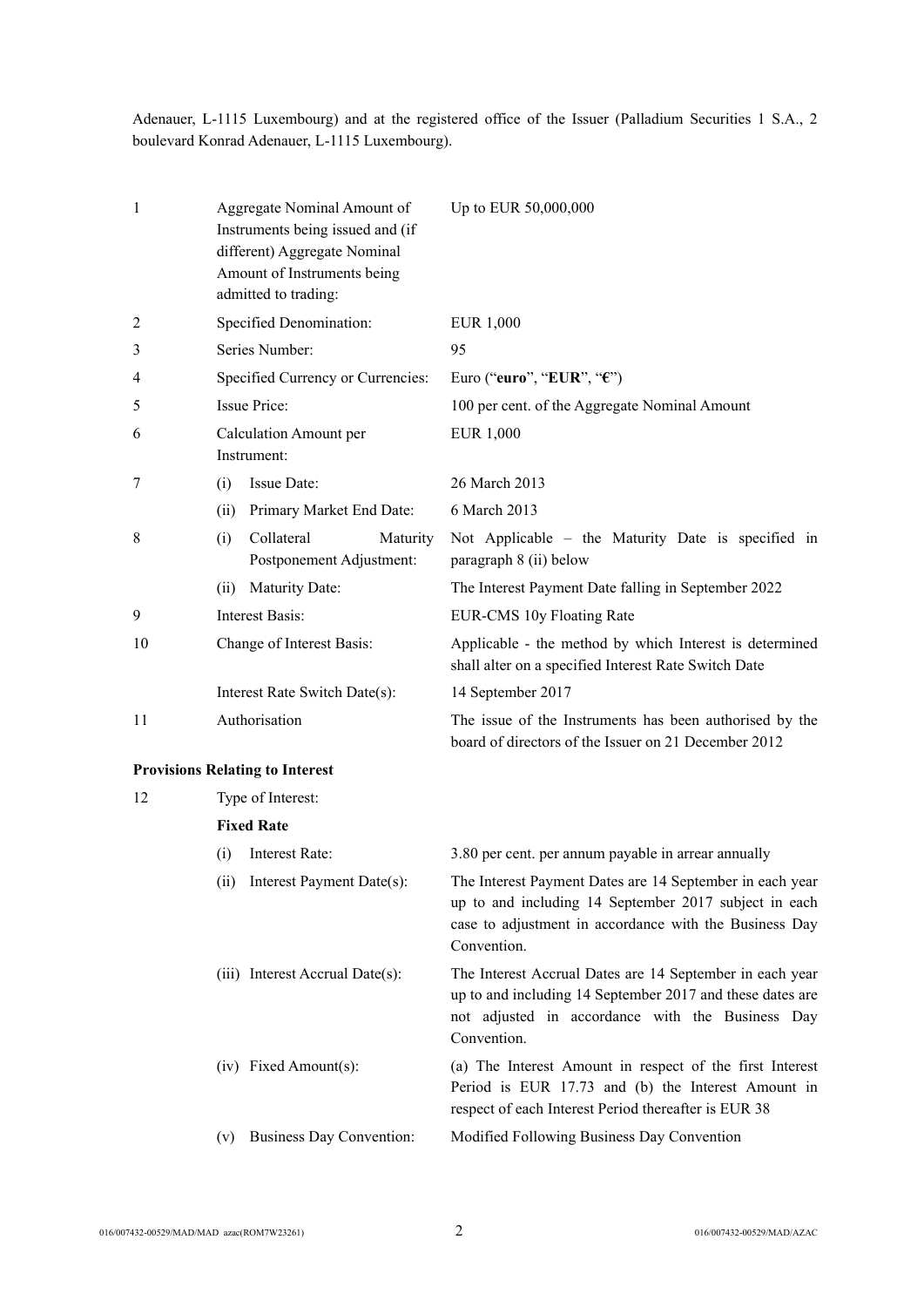Adenauer, L-1115 Luxembourg) and at the registered office of the Issuer (Palladium Securities 1 S.A., 2 boulevard Konrad Adenauer, L-1115 Luxembourg).

| | | |
|---|---|---|
| 1 | Aggregate Nominal Amount of Instruments being issued and (if different) Aggregate Nominal Amount of Instruments being admitted to trading: | Up to EUR 50,000,000 |
| 2 | Specified Denomination: | EUR 1,000 |
| 3 | Series Number: | 95 |
| 4 | Specified Currency or Currencies: | Euro ("**euro**", "**EUR**", "**€**") |
| 5 | Issue Price: | 100 per cent. of the Aggregate Nominal Amount |
| 6 | Calculation Amount per Instrument: | EUR 1,000 |
| 7 | (i) Issue Date: | 26 March 2013 |
| | (ii) Primary Market End Date: | 6 March 2013 |
| 8 | (i) Collateral Maturity Postponement Adjustment: | Not Applicable – the Maturity Date is specified in paragraph 8 (ii) below |
| | (ii) Maturity Date: | The Interest Payment Date falling in September 2022 |
| 9 | Interest Basis: | EUR-CMS 10y Floating Rate |
| 10 | Change of Interest Basis: | Applicable - the method by which Interest is determined shall alter on a specified Interest Rate Switch Date |
| | Interest Rate Switch Date(s): | 14 September 2017 |
| 11 | Authorisation | The issue of the Instruments has been authorised by the board of directors of the Issuer on 21 December 2012 |

**Provisions Relating to Interest**

| | | |
|---|---|---|
| 12 | Type of Interest: | |
| | **Fixed Rate** | |
| | (i) Interest Rate: | 3.80 per cent. per annum payable in arrear annually |
| | (ii) Interest Payment Date(s): | The Interest Payment Dates are 14 September in each year up to and including 14 September 2017 subject in each case to adjustment in accordance with the Business Day Convention. |
| | (iii) Interest Accrual Date(s): | The Interest Accrual Dates are 14 September in each year up to and including 14 September 2017 and these dates are not adjusted in accordance with the Business Day Convention. |
| | (iv) Fixed Amount(s): | (a) The Interest Amount in respect of the first Interest Period is EUR 17.73 and (b) the Interest Amount in respect of each Interest Period thereafter is EUR 38 |
| | (v) Business Day Convention: | Modified Following Business Day Convention |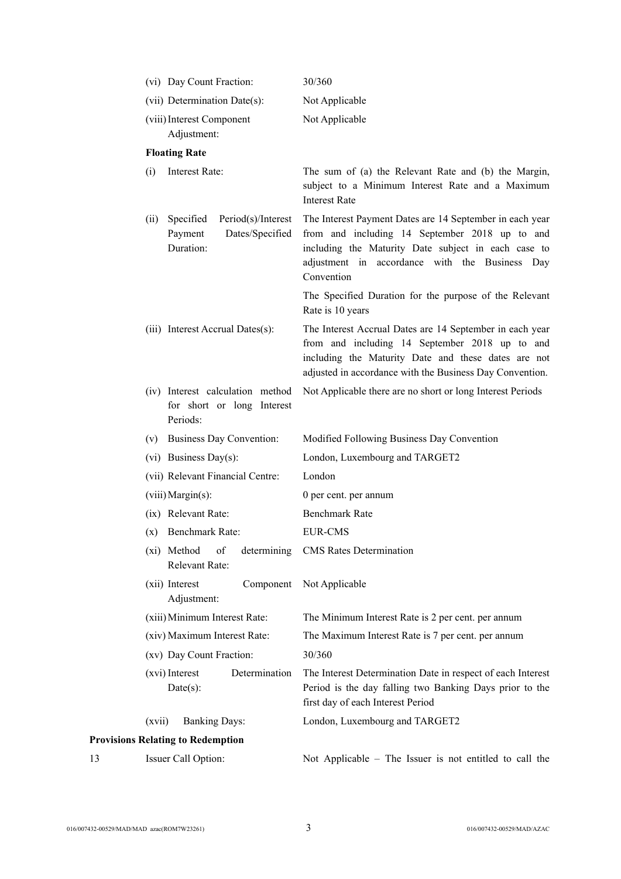| | |
|---|---|
| (vi) Day Count Fraction: | 30/360 |
| (vii) Determination Date(s): | Not Applicable |
| (viii) Interest Component Adjustment: | Not Applicable |

**Floating Rate**

| | |
|---|---|
| (i) Interest Rate: | The sum of (a) the Relevant Rate and (b) the Margin, subject to a Minimum Interest Rate and a Maximum Interest Rate |
| (ii) Specified Period(s)/Interest Payment Dates/Specified Duration: | The Interest Payment Dates are 14 September in each year from and including 14 September 2018 up to and including the Maturity Date subject in each case to adjustment in accordance with the Business Day Convention<br><br>The Specified Duration for the purpose of the Relevant Rate is 10 years |
| (iii) Interest Accrual Dates(s): | The Interest Accrual Dates are 14 September in each year from and including 14 September 2018 up to and including the Maturity Date and these dates are not adjusted in accordance with the Business Day Convention. |
| (iv) Interest calculation method for short or long Interest Periods: | Not Applicable there are no short or long Interest Periods |
| (v) Business Day Convention: | Modified Following Business Day Convention |
| (vi) Business Day(s): | London, Luxembourg and TARGET2 |
| (vii) Relevant Financial Centre: | London |
| (viii) Margin(s): | 0 per cent. per annum |
| (ix) Relevant Rate: | Benchmark Rate |
| (x) Benchmark Rate: | EUR-CMS |
| (xi) Method of determining Relevant Rate: | CMS Rates Determination |
| (xii) Interest Component Adjustment: | Not Applicable |
| (xiii) Minimum Interest Rate: | The Minimum Interest Rate is 2 per cent. per annum |
| (xiv) Maximum Interest Rate: | The Maximum Interest Rate is 7 per cent. per annum |
| (xv) Day Count Fraction: | 30/360 |
| (xvi) Interest Determination Date(s): | The Interest Determination Date in respect of each Interest Period is the day falling two Banking Days prior to the first day of each Interest Period |
| (xvii) Banking Days: | London, Luxembourg and TARGET2 |

**Provisions Relating to Redemption**

| | | |
|---|---|---|
| 13 | Issuer Call Option: | Not Applicable – The Issuer is not entitled to call the |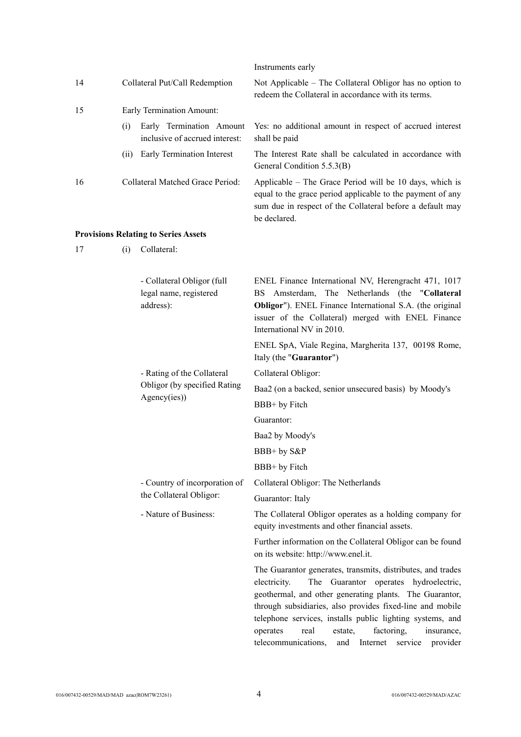| | | |
|---|---|---|
| | | Instruments early |
| 14 | Collateral Put/Call Redemption | Not Applicable – The Collateral Obligor has no option to redeem the Collateral in accordance with its terms. |
| 15 | Early Termination Amount: | |
| | (i) Early Termination Amount inclusive of accrued interest: | Yes: no additional amount in respect of accrued interest shall be paid |
| | (ii) Early Termination Interest | The Interest Rate shall be calculated in accordance with General Condition 5.5.3(B) |
| 16 | Collateral Matched Grace Period: | Applicable – The Grace Period will be 10 days, which is equal to the grace period applicable to the payment of any sum due in respect of the Collateral before a default may be declared. |

**Provisions Relating to Series Assets**

| | | |
|---|---|---|
| 17 | (i) Collateral: | |
| | - Collateral Obligor (full legal name, registered address): | ENEL Finance International NV, Herengracht 471, 1017 BS Amsterdam, The Netherlands (the "**Collateral Obligor**"). ENEL Finance International S.A. (the original issuer of the Collateral) merged with ENEL Finance International NV in 2010.<br><br>ENEL SpA, Viale Regina, Margherita 137, 00198 Rome, Italy (the "**Guarantor**") |
| | - Rating of the Collateral Obligor (by specified Rating Agency(ies)) | Collateral Obligor:<br>Baa2 (on a backed, senior unsecured basis) by Moody's<br>BBB+ by Fitch<br>Guarantor:<br>Baa2 by Moody's<br>BBB+ by S&P<br>BBB+ by Fitch |
| | - Country of incorporation of the Collateral Obligor: | Collateral Obligor: The Netherlands<br>Guarantor: Italy |
| | - Nature of Business: | The Collateral Obligor operates as a holding company for equity investments and other financial assets.<br><br>Further information on the Collateral Obligor can be found on its website: http://www.enel.it.<br><br>The Guarantor generates, transmits, distributes, and trades electricity. The Guarantor operates hydroelectric, geothermal, and other generating plants. The Guarantor, through subsidiaries, also provides fixed-line and mobile telephone services, installs public lighting systems, and operates real estate, factoring, insurance, telecommunications, and Internet service provider |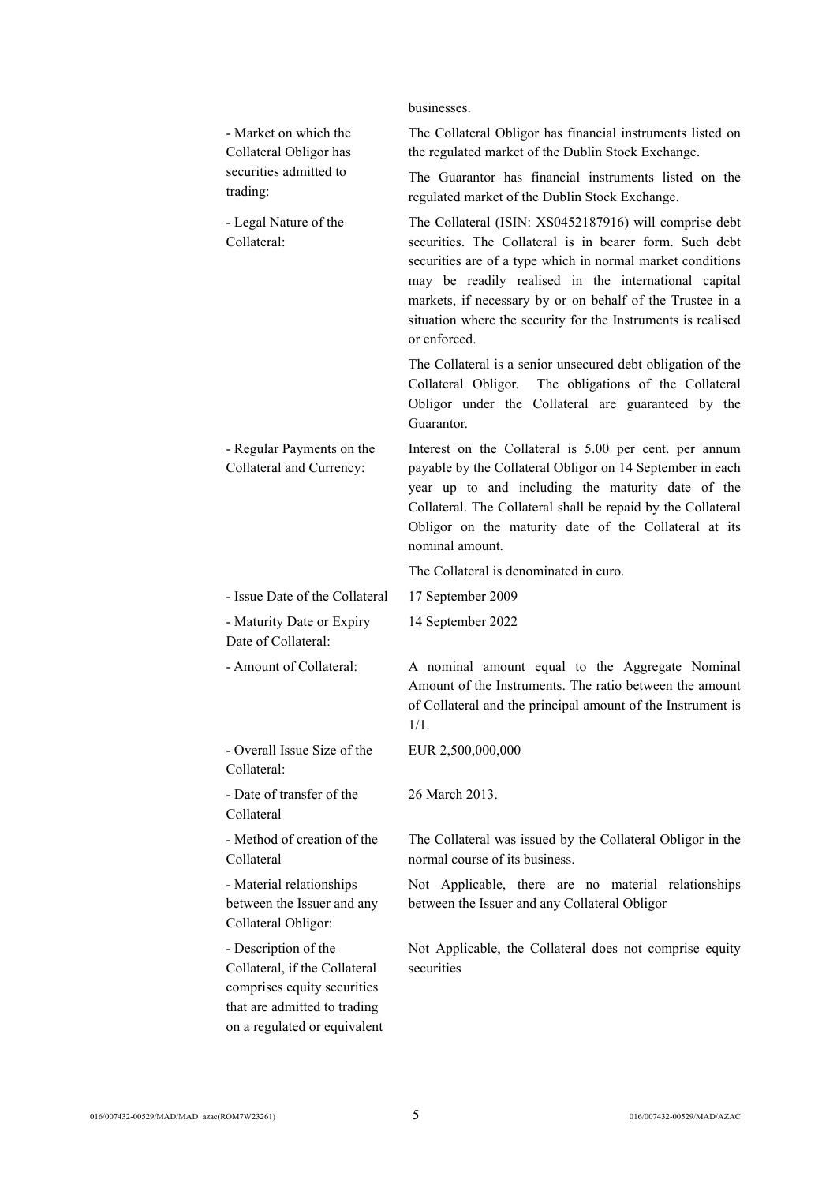| | |
|---|---|
| | businesses. |
| - Market on which the Collateral Obligor has securities admitted to trading: | The Collateral Obligor has financial instruments listed on the regulated market of the Dublin Stock Exchange.<br><br>The Guarantor has financial instruments listed on the regulated market of the Dublin Stock Exchange. |
| - Legal Nature of the Collateral: | The Collateral (ISIN: XS0452187916) will comprise debt securities. The Collateral is in bearer form. Such debt securities are of a type which in normal market conditions may be readily realised in the international capital markets, if necessary by or on behalf of the Trustee in a situation where the security for the Instruments is realised or enforced.<br><br>The Collateral is a senior unsecured debt obligation of the Collateral Obligor. The obligations of the Collateral Obligor under the Collateral are guaranteed by the Guarantor. |
| - Regular Payments on the Collateral and Currency: | Interest on the Collateral is 5.00 per cent. per annum payable by the Collateral Obligor on 14 September in each year up to and including the maturity date of the Collateral. The Collateral shall be repaid by the Collateral Obligor on the maturity date of the Collateral at its nominal amount.<br><br>The Collateral is denominated in euro. |
| - Issue Date of the Collateral | 17 September 2009 |
| - Maturity Date or Expiry Date of Collateral: | 14 September 2022 |
| - Amount of Collateral: | A nominal amount equal to the Aggregate Nominal Amount of the Instruments. The ratio between the amount of Collateral and the principal amount of the Instrument is 1/1. |
| - Overall Issue Size of the Collateral: | EUR 2,500,000,000 |
| - Date of transfer of the Collateral | 26 March 2013. |
| - Method of creation of the Collateral | The Collateral was issued by the Collateral Obligor in the normal course of its business. |
| - Material relationships between the Issuer and any Collateral Obligor: | Not Applicable, there are no material relationships between the Issuer and any Collateral Obligor |
| - Description of the Collateral, if the Collateral comprises equity securities that are admitted to trading on a regulated or equivalent | Not Applicable, the Collateral does not comprise equity securities |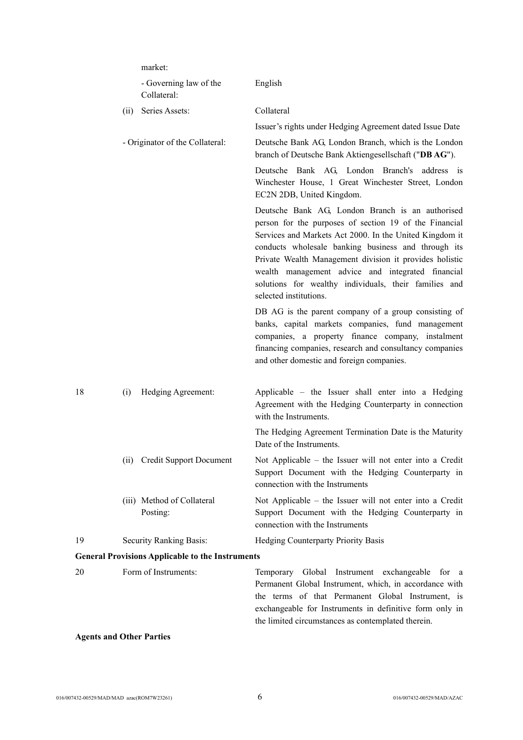market:

| | | |
|---|---|---|
| | - Governing law of the Collateral: | English |
| | (ii) Series Assets: | Collateral |
| | | Issuer's rights under Hedging Agreement dated Issue Date |
| | - Originator of the Collateral: | Deutsche Bank AG, London Branch, which is the London branch of Deutsche Bank Aktiengesellschaft ("**DB AG**"). |
| | | Deutsche Bank AG, London Branch's address is Winchester House, 1 Great Winchester Street, London EC2N 2DB, United Kingdom. |
| | | Deutsche Bank AG, London Branch is an authorised person for the purposes of section 19 of the Financial Services and Markets Act 2000. In the United Kingdom it conducts wholesale banking business and through its Private Wealth Management division it provides holistic wealth management advice and integrated financial solutions for wealthy individuals, their families and selected institutions. |
| | | DB AG is the parent company of a group consisting of banks, capital markets companies, fund management companies, a property finance company, instalment financing companies, research and consultancy companies and other domestic and foreign companies. |
| 18 | (i) Hedging Agreement: | Applicable – the Issuer shall enter into a Hedging Agreement with the Hedging Counterparty in connection with the Instruments. |
| | | The Hedging Agreement Termination Date is the Maturity Date of the Instruments. |
| | (ii) Credit Support Document | Not Applicable – the Issuer will not enter into a Credit Support Document with the Hedging Counterparty in connection with the Instruments |
| | (iii) Method of Collateral Posting: | Not Applicable – the Issuer will not enter into a Credit Support Document with the Hedging Counterparty in connection with the Instruments |
| 19 | Security Ranking Basis: | Hedging Counterparty Priority Basis |

**General Provisions Applicable to the Instruments**

| | | |
|---|---|---|
| 20 | Form of Instruments: | Temporary Global Instrument exchangeable for a Permanent Global Instrument, which, in accordance with the terms of that Permanent Global Instrument, is exchangeable for Instruments in definitive form only in the limited circumstances as contemplated therein. |

**Agents and Other Parties**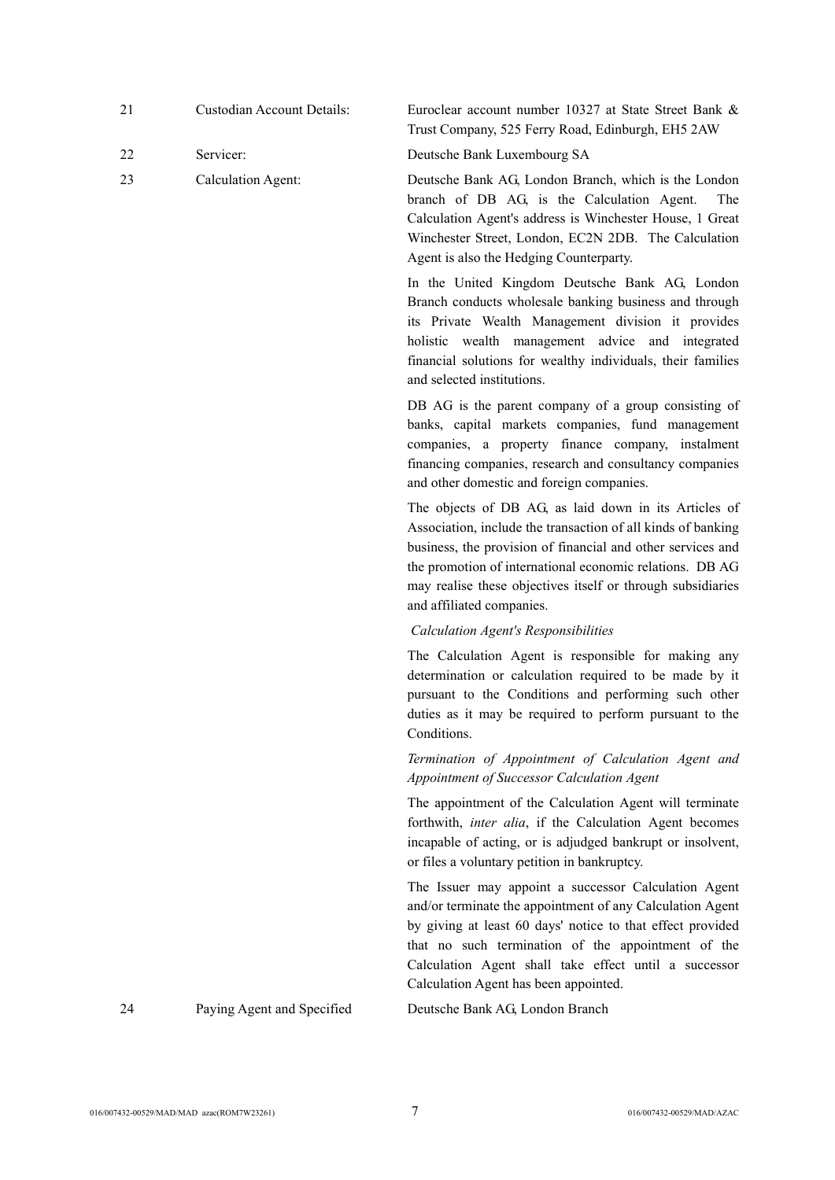| | | |
|---|---|---|
| 21 | Custodian Account Details: | Euroclear account number 10327 at State Street Bank & Trust Company, 525 Ferry Road, Edinburgh, EH5 2AW |
| 22 | Servicer: | Deutsche Bank Luxembourg SA |
| 23 | Calculation Agent: | Deutsche Bank AG, London Branch, which is the London branch of DB AG, is the Calculation Agent. The Calculation Agent's address is Winchester House, 1 Great Winchester Street, London, EC2N 2DB. The Calculation Agent is also the Hedging Counterparty. |

In the United Kingdom Deutsche Bank AG, London Branch conducts wholesale banking business and through its Private Wealth Management division it provides holistic wealth management advice and integrated financial solutions for wealthy individuals, their families and selected institutions.

DB AG is the parent company of a group consisting of banks, capital markets companies, fund management companies, a property finance company, instalment financing companies, research and consultancy companies and other domestic and foreign companies.

The objects of DB AG, as laid down in its Articles of Association, include the transaction of all kinds of banking business, the provision of financial and other services and the promotion of international economic relations. DB AG may realise these objectives itself or through subsidiaries and affiliated companies.

*Calculation Agent's Responsibilities*

The Calculation Agent is responsible for making any determination or calculation required to be made by it pursuant to the Conditions and performing such other duties as it may be required to perform pursuant to the Conditions.

*Termination of Appointment of Calculation Agent and Appointment of Successor Calculation Agent*

The appointment of the Calculation Agent will terminate forthwith, *inter alia*, if the Calculation Agent becomes incapable of acting, or is adjudged bankrupt or insolvent, or files a voluntary petition in bankruptcy.

The Issuer may appoint a successor Calculation Agent and/or terminate the appointment of any Calculation Agent by giving at least 60 days' notice to that effect provided that no such termination of the appointment of the Calculation Agent shall take effect until a successor Calculation Agent has been appointed.

| | | |
|---|---|---|
| 24 | Paying Agent and Specified | Deutsche Bank AG, London Branch |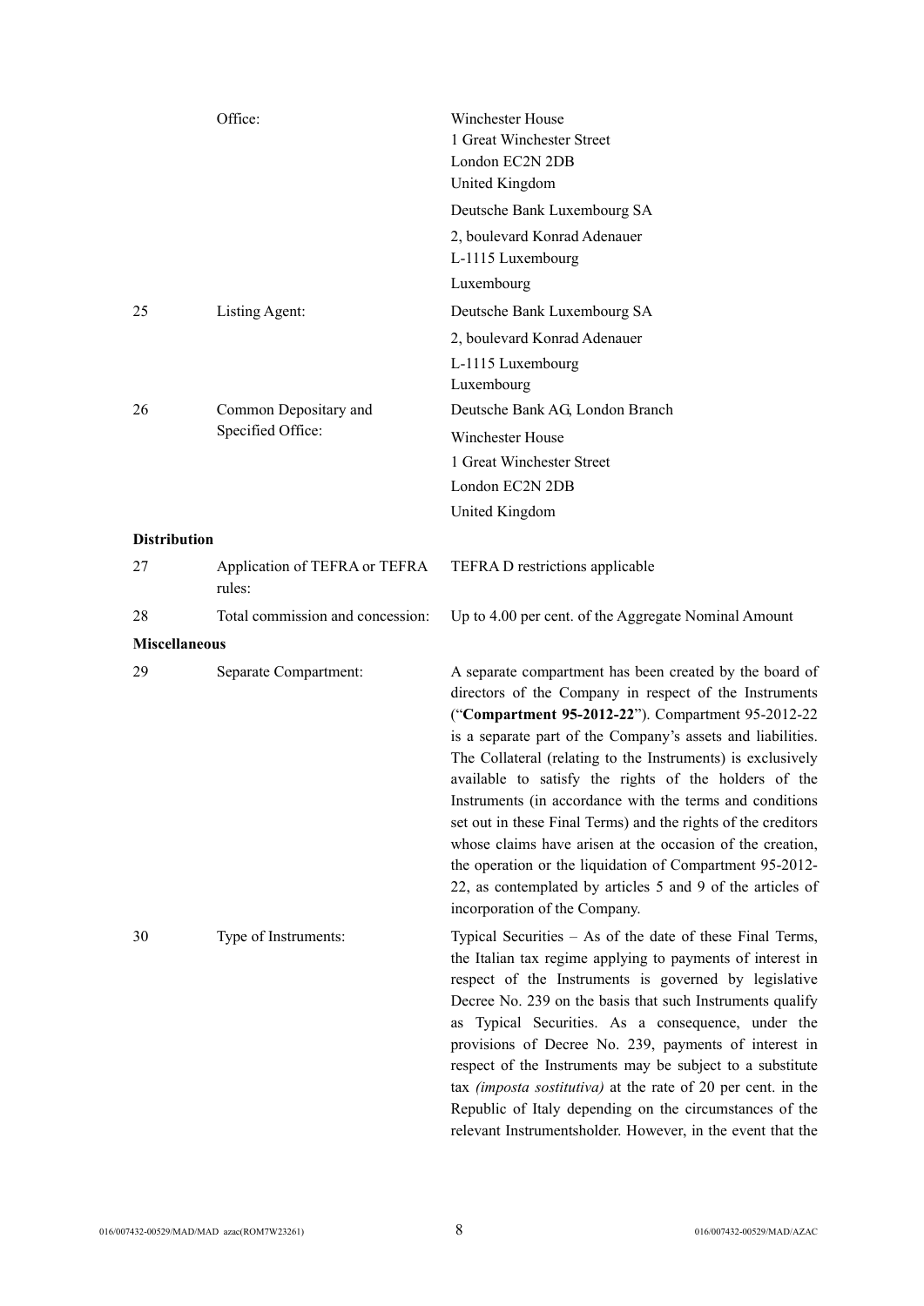| | | |
|---|---|---|
| | Office: | Winchester House<br>1 Great Winchester Street<br>London EC2N 2DB<br>United Kingdom<br>Deutsche Bank Luxembourg SA<br>2, boulevard Konrad Adenauer<br>L-1115 Luxembourg<br>Luxembourg |
| 25 | Listing Agent: | Deutsche Bank Luxembourg SA<br>2, boulevard Konrad Adenauer<br>L-1115 Luxembourg<br>Luxembourg |
| 26 | Common Depositary and Specified Office: | Deutsche Bank AG, London Branch<br>Winchester House<br>1 Great Winchester Street<br>London EC2N 2DB<br>United Kingdom |
| **Distribution** | | |
| 27 | Application of TEFRA or TEFRA rules: | TEFRA D restrictions applicable |
| 28 | Total commission and concession: | Up to 4.00 per cent. of the Aggregate Nominal Amount |
| **Miscellaneous** | | |
| 29 | Separate Compartment: | A separate compartment has been created by the board of directors of the Company in respect of the Instruments ("**Compartment 95-2012-22**"). Compartment 95-2012-22 is a separate part of the Company's assets and liabilities. The Collateral (relating to the Instruments) is exclusively available to satisfy the rights of the holders of the Instruments (in accordance with the terms and conditions set out in these Final Terms) and the rights of the creditors whose claims have arisen at the occasion of the creation, the operation or the liquidation of Compartment 95-2012-22, as contemplated by articles 5 and 9 of the articles of incorporation of the Company. |
| 30 | Type of Instruments: | Typical Securities – As of the date of these Final Terms, the Italian tax regime applying to payments of interest in respect of the Instruments is governed by legislative Decree No. 239 on the basis that such Instruments qualify as Typical Securities. As a consequence, under the provisions of Decree No. 239, payments of interest in respect of the Instruments may be subject to a substitute tax *(imposta sostitutiva)* at the rate of 20 per cent. in the Republic of Italy depending on the circumstances of the relevant Instrumentsholder. However, in the event that the |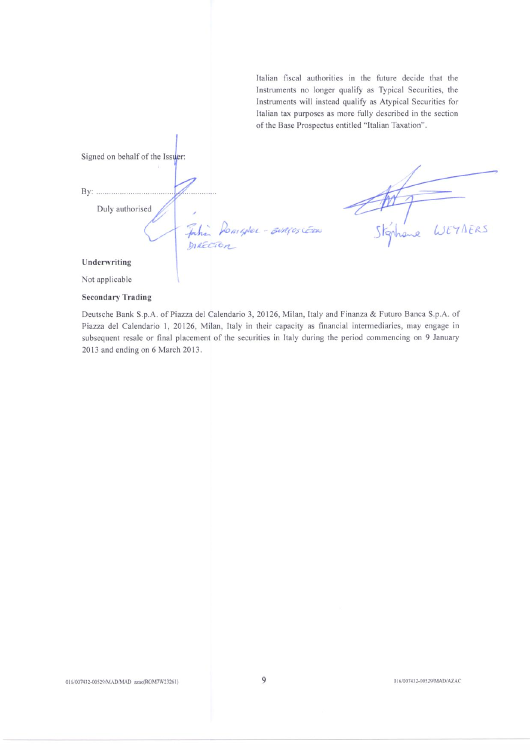Italian fiscal authorities in the future decide that the Instruments no longer qualify as Typical Securities, the Instruments will instead qualify as Atypical Securities for Italian tax purposes as more fully described in the section of the Base Prospectus entitled "Italian Taxation".

Signed on behalf of the Issuer:

By: ..............................................

Duly authorised

Fabien Rouignol - Gestion Direction

Stéphane Weyaers

**Underwriting**

Not applicable

**Secondary Trading**

Deutsche Bank S.p.A. of Piazza del Calendario 3, 20126, Milan, Italy and Finanza & Futuro Banca S.p.A. of Piazza del Calendario 1, 20126, Milan, Italy in their capacity as financial intermediaries, may engage in subsequent resale or final placement of the securities in Italy during the period commencing on 9 January 2013 and ending on 6 March 2013.

016/007432-00529/MAD/MAD azac(ROM7W23261)

016/007432-00529/MAD/AZAC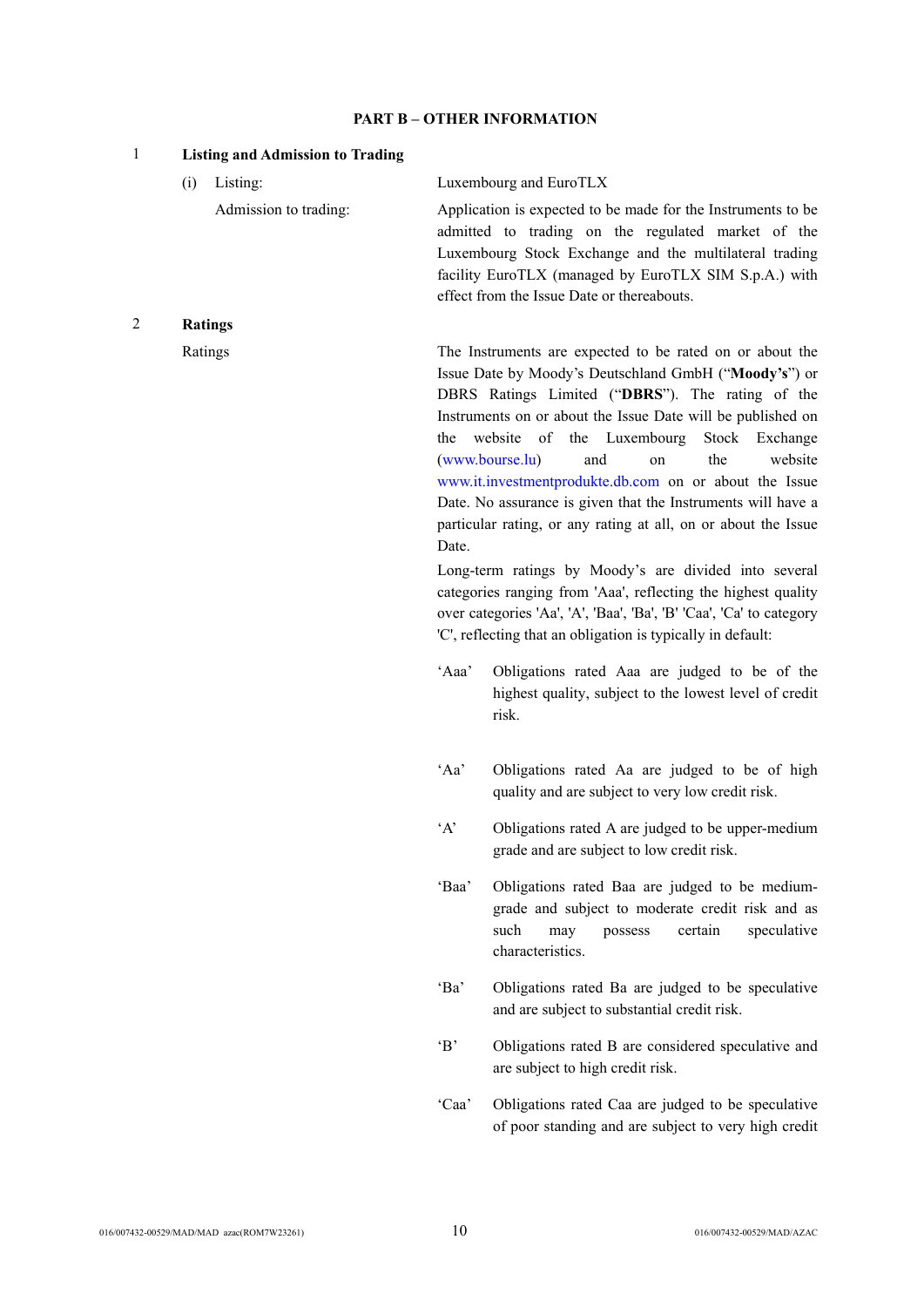**PART B – OTHER INFORMATION**

1 **Listing and Admission to Trading**

(i) Listing: Luxembourg and EuroTLX

Admission to trading: Application is expected to be made for the Instruments to be admitted to trading on the regulated market of the Luxembourg Stock Exchange and the multilateral trading facility EuroTLX (managed by EuroTLX SIM S.p.A.) with effect from the Issue Date or thereabouts.

2 **Ratings**

Ratings: The Instruments are expected to be rated on or about the Issue Date by Moody's Deutschland GmbH ("**Moody's**") or DBRS Ratings Limited ("**DBRS**"). The rating of the Instruments on or about the Issue Date will be published on the website of the Luxembourg Stock Exchange (www.bourse.lu) and on the website www.it.investmentprodukte.db.com on or about the Issue Date. No assurance is given that the Instruments will have a particular rating, or any rating at all, on or about the Issue Date.

Long-term ratings by Moody's are divided into several categories ranging from 'Aaa', reflecting the highest quality over categories 'Aa', 'A', 'Baa', 'Ba', 'B' 'Caa', 'Ca' to category 'C', reflecting that an obligation is typically in default:

'Aaa' Obligations rated Aaa are judged to be of the highest quality, subject to the lowest level of credit risk.

'Aa' Obligations rated Aa are judged to be of high quality and are subject to very low credit risk.

'A' Obligations rated A are judged to be upper-medium grade and are subject to low credit risk.

'Baa' Obligations rated Baa are judged to be medium-grade and subject to moderate credit risk and as such may possess certain speculative characteristics.

'Ba' Obligations rated Ba are judged to be speculative and are subject to substantial credit risk.

'B' Obligations rated B are considered speculative and are subject to high credit risk.

'Caa' Obligations rated Caa are judged to be speculative of poor standing and are subject to very high credit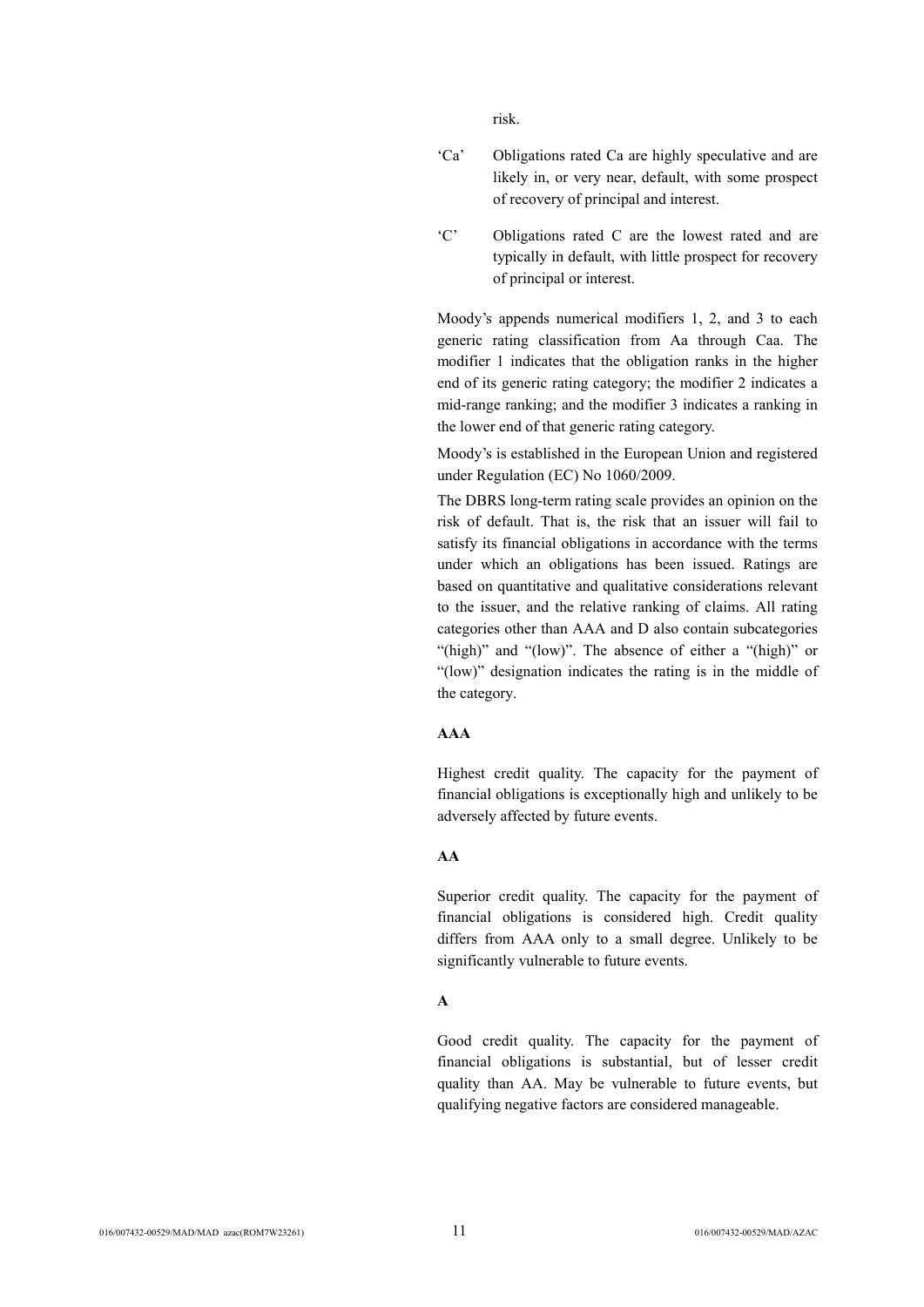risk.

'Ca' Obligations rated Ca are highly speculative and are likely in, or very near, default, with some prospect of recovery of principal and interest.

'C' Obligations rated C are the lowest rated and are typically in default, with little prospect for recovery of principal or interest.

Moody's appends numerical modifiers 1, 2, and 3 to each generic rating classification from Aa through Caa. The modifier 1 indicates that the obligation ranks in the higher end of its generic rating category; the modifier 2 indicates a mid-range ranking; and the modifier 3 indicates a ranking in the lower end of that generic rating category.

Moody's is established in the European Union and registered under Regulation (EC) No 1060/2009.

The DBRS long-term rating scale provides an opinion on the risk of default. That is, the risk that an issuer will fail to satisfy its financial obligations in accordance with the terms under which an obligations has been issued. Ratings are based on quantitative and qualitative considerations relevant to the issuer, and the relative ranking of claims. All rating categories other than AAA and D also contain subcategories "(high)" and "(low)". The absence of either a "(high)" or "(low)" designation indicates the rating is in the middle of the category.

**AAA**

Highest credit quality. The capacity for the payment of financial obligations is exceptionally high and unlikely to be adversely affected by future events.

**AA**

Superior credit quality. The capacity for the payment of financial obligations is considered high. Credit quality differs from AAA only to a small degree. Unlikely to be significantly vulnerable to future events.

**A**

Good credit quality. The capacity for the payment of financial obligations is substantial, but of lesser credit quality than AA. May be vulnerable to future events, but qualifying negative factors are considered manageable.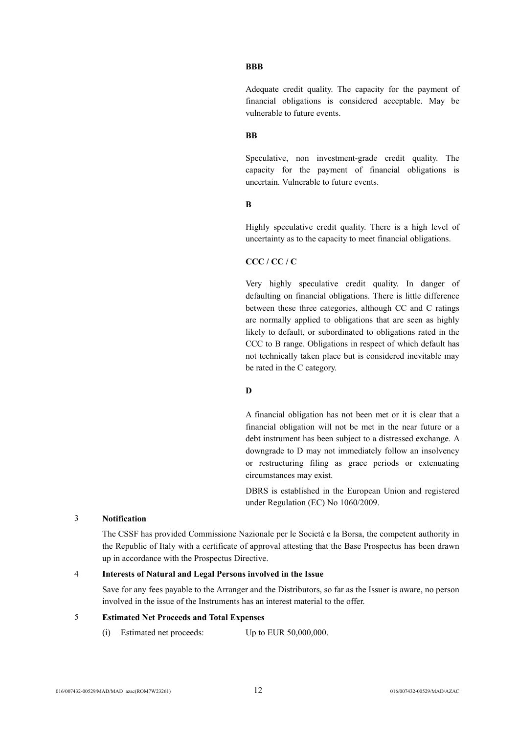**BBB**

Adequate credit quality. The capacity for the payment of financial obligations is considered acceptable. May be vulnerable to future events.

**BB**

Speculative, non investment-grade credit quality. The capacity for the payment of financial obligations is uncertain. Vulnerable to future events.

**B**

Highly speculative credit quality. There is a high level of uncertainty as to the capacity to meet financial obligations.

**CCC / CC / C**

Very highly speculative credit quality. In danger of defaulting on financial obligations. There is little difference between these three categories, although CC and C ratings are normally applied to obligations that are seen as highly likely to default, or subordinated to obligations rated in the CCC to B range. Obligations in respect of which default has not technically taken place but is considered inevitable may be rated in the C category.

**D**

A financial obligation has not been met or it is clear that a financial obligation will not be met in the near future or a debt instrument has been subject to a distressed exchange. A downgrade to D may not immediately follow an insolvency or restructuring filing as grace periods or extenuating circumstances may exist.

DBRS is established in the European Union and registered under Regulation (EC) No 1060/2009.

## 3 Notification

The CSSF has provided Commissione Nazionale per le Società e la Borsa, the competent authority in the Republic of Italy with a certificate of approval attesting that the Base Prospectus has been drawn up in accordance with the Prospectus Directive.

## 4 Interests of Natural and Legal Persons involved in the Issue

Save for any fees payable to the Arranger and the Distributors, so far as the Issuer is aware, no person involved in the issue of the Instruments has an interest material to the offer.

## 5 Estimated Net Proceeds and Total Expenses

(i) Estimated net proceeds: Up to EUR 50,000,000.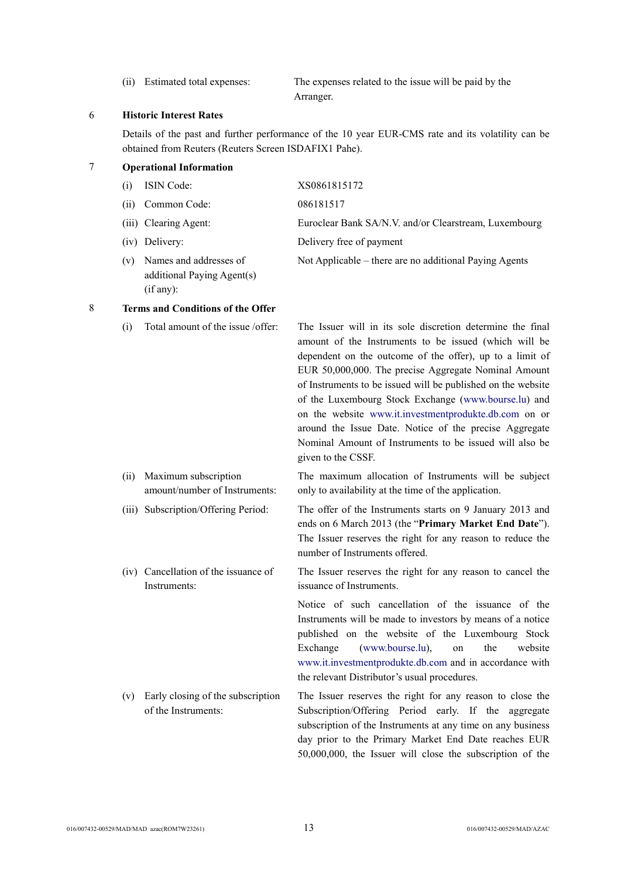| | |
|---|---|
| (ii) Estimated total expenses: | The expenses related to the issue will be paid by the Arranger. |

## 6 Historic Interest Rates

Details of the past and further performance of the 10 year EUR-CMS rate and its volatility can be obtained from Reuters (Reuters Screen ISDAFIX1 Pahe).

## 7 Operational Information

| | |
|---|---|
| (i) ISIN Code: | XS0861815172 |
| (ii) Common Code: | 086181517 |
| (iii) Clearing Agent: | Euroclear Bank SA/N.V. and/or Clearstream, Luxembourg |
| (iv) Delivery: | Delivery free of payment |
| (v) Names and addresses of additional Paying Agent(s) (if any): | Not Applicable – there are no additional Paying Agents |

## 8 Terms and Conditions of the Offer

| | |
|---|---|
| (i) Total amount of the issue /offer: | The Issuer will in its sole discretion determine the final amount of the Instruments to be issued (which will be dependent on the outcome of the offer), up to a limit of EUR 50,000,000. The precise Aggregate Nominal Amount of Instruments to be issued will be published on the website of the Luxembourg Stock Exchange (www.bourse.lu) and on the website www.it.investmentprodukte.db.com on or around the Issue Date. Notice of the precise Aggregate Nominal Amount of Instruments to be issued will also be given to the CSSF. |
| (ii) Maximum subscription amount/number of Instruments: | The maximum allocation of Instruments will be subject only to availability at the time of the application. |
| (iii) Subscription/Offering Period: | The offer of the Instruments starts on 9 January 2013 and ends on 6 March 2013 (the "**Primary Market End Date**"). The Issuer reserves the right for any reason to reduce the number of Instruments offered. |
| (iv) Cancellation of the issuance of Instruments: | The Issuer reserves the right for any reason to cancel the issuance of Instruments. Notice of such cancellation of the issuance of the Instruments will be made to investors by means of a notice published on the website of the Luxembourg Stock Exchange (www.bourse.lu), on the website www.it.investmentprodukte.db.com and in accordance with the relevant Distributor's usual procedures. |
| (v) Early closing of the subscription of the Instruments: | The Issuer reserves the right for any reason to close the Subscription/Offering Period early. If the aggregate subscription of the Instruments at any time on any business day prior to the Primary Market End Date reaches EUR 50,000,000, the Issuer will close the subscription of the |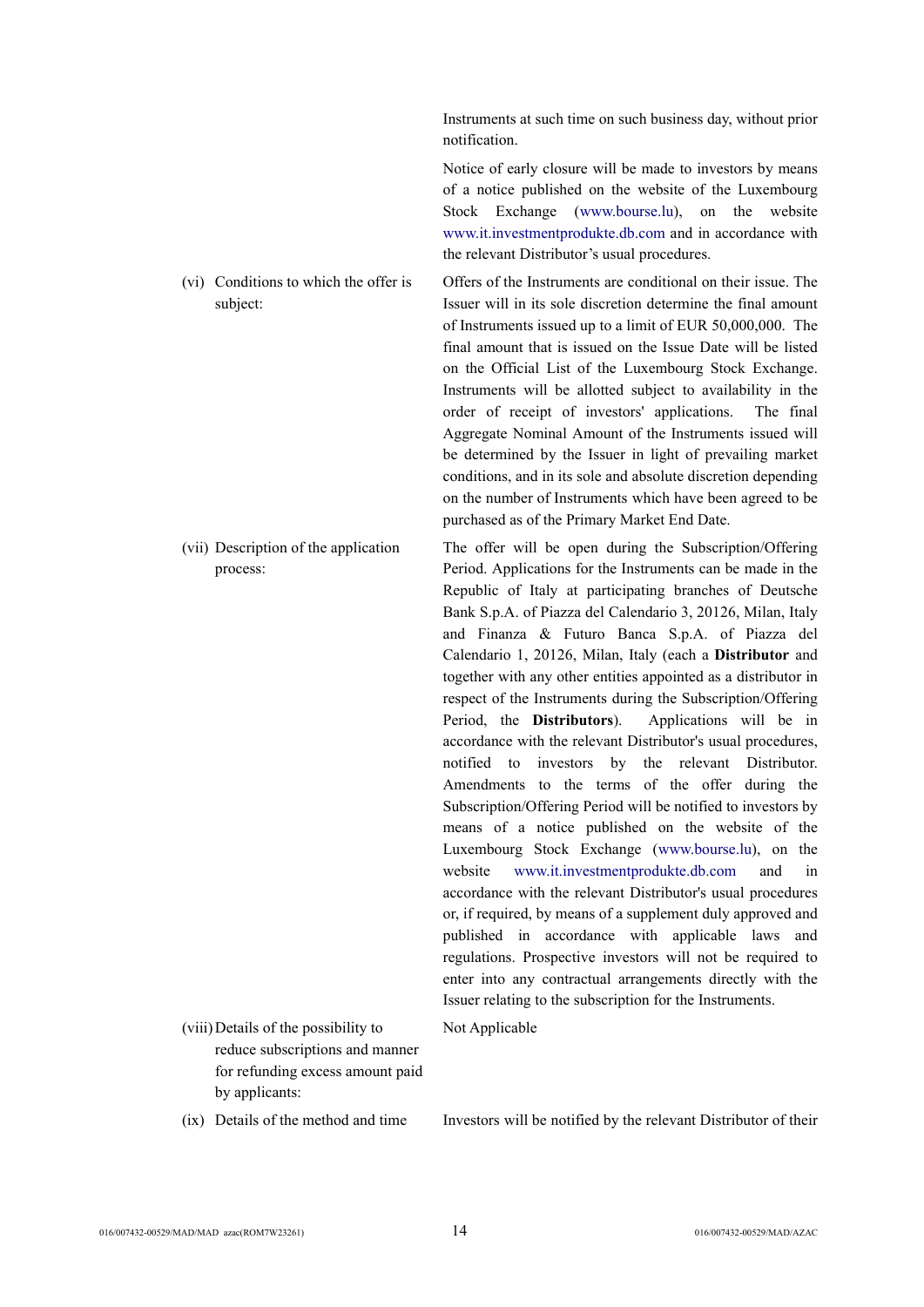| | |
|---|---|
| | Instruments at such time on such business day, without prior notification. |
| | Notice of early closure will be made to investors by means of a notice published on the website of the Luxembourg Stock Exchange (www.bourse.lu), on the website www.it.investmentprodukte.db.com and in accordance with the relevant Distributor's usual procedures. |
| (vi) Conditions to which the offer is subject: | Offers of the Instruments are conditional on their issue. The Issuer will in its sole discretion determine the final amount of Instruments issued up to a limit of EUR 50,000,000. The final amount that is issued on the Issue Date will be listed on the Official List of the Luxembourg Stock Exchange. Instruments will be allotted subject to availability in the order of receipt of investors' applications. The final Aggregate Nominal Amount of the Instruments issued will be determined by the Issuer in light of prevailing market conditions, and in its sole and absolute discretion depending on the number of Instruments which have been agreed to be purchased as of the Primary Market End Date. |
| (vii) Description of the application process: | The offer will be open during the Subscription/Offering Period. Applications for the Instruments can be made in the Republic of Italy at participating branches of Deutsche Bank S.p.A. of Piazza del Calendario 3, 20126, Milan, Italy and Finanza & Futuro Banca S.p.A. of Piazza del Calendario 1, 20126, Milan, Italy (each a **Distributor** and together with any other entities appointed as a distributor in respect of the Instruments during the Subscription/Offering Period, the **Distributors**). Applications will be in accordance with the relevant Distributor's usual procedures, notified to investors by the relevant Distributor. Amendments to the terms of the offer during the Subscription/Offering Period will be notified to investors by means of a notice published on the website of the Luxembourg Stock Exchange (www.bourse.lu), on the website www.it.investmentprodukte.db.com and in accordance with the relevant Distributor's usual procedures or, if required, by means of a supplement duly approved and published in accordance with applicable laws and regulations. Prospective investors will not be required to enter into any contractual arrangements directly with the Issuer relating to the subscription for the Instruments. |
| (viii) Details of the possibility to reduce subscriptions and manner for refunding excess amount paid by applicants: | Not Applicable |
| (ix) Details of the method and time | Investors will be notified by the relevant Distributor of their |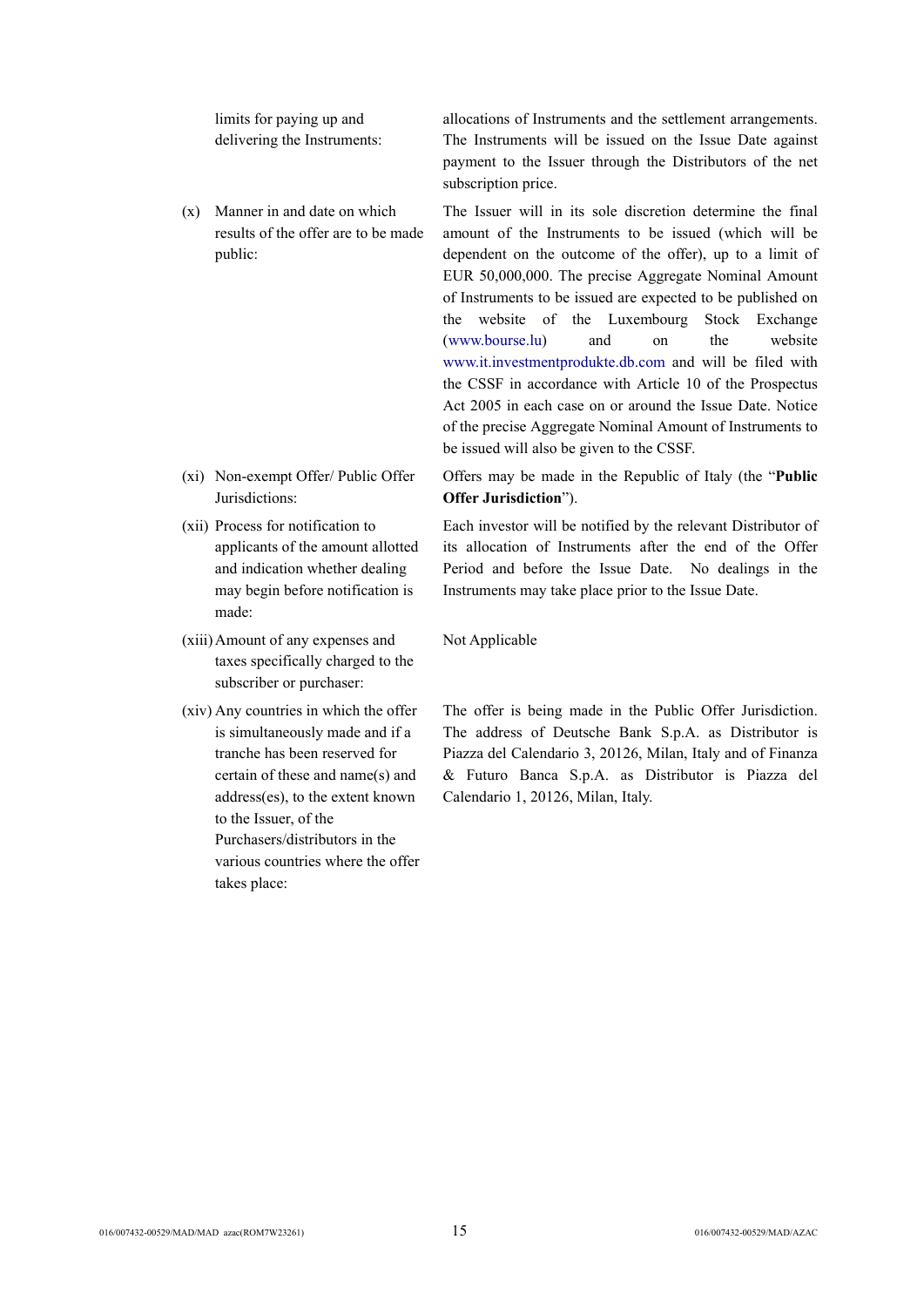| | | |
|---|---|---|
| | limits for paying up and delivering the Instruments: | allocations of Instruments and the settlement arrangements. The Instruments will be issued on the Issue Date against payment to the Issuer through the Distributors of the net subscription price. |
| (x) | Manner in and date on which results of the offer are to be made public: | The Issuer will in its sole discretion determine the final amount of the Instruments to be issued (which will be dependent on the outcome of the offer), up to a limit of EUR 50,000,000. The precise Aggregate Nominal Amount of Instruments to be issued are expected to be published on the website of the Luxembourg Stock Exchange (www.bourse.lu) and on the website www.it.investmentprodukte.db.com and will be filed with the CSSF in accordance with Article 10 of the Prospectus Act 2005 in each case on or around the Issue Date. Notice of the precise Aggregate Nominal Amount of Instruments to be issued will also be given to the CSSF. |
| (xi) | Non-exempt Offer/ Public Offer Jurisdictions: | Offers may be made in the Republic of Italy (the "**Public Offer Jurisdiction**"). |
| (xii) | Process for notification to applicants of the amount allotted and indication whether dealing may begin before notification is made: | Each investor will be notified by the relevant Distributor of its allocation of Instruments after the end of the Offer Period and before the Issue Date. No dealings in the Instruments may take place prior to the Issue Date. |
| (xiii) | Amount of any expenses and taxes specifically charged to the subscriber or purchaser: | Not Applicable |
| (xiv) | Any countries in which the offer is simultaneously made and if a tranche has been reserved for certain of these and name(s) and address(es), to the extent known to the Issuer, of the Purchasers/distributors in the various countries where the offer takes place: | The offer is being made in the Public Offer Jurisdiction. The address of Deutsche Bank S.p.A. as Distributor is Piazza del Calendario 3, 20126, Milan, Italy and of Finanza & Futuro Banca S.p.A. as Distributor is Piazza del Calendario 1, 20126, Milan, Italy. |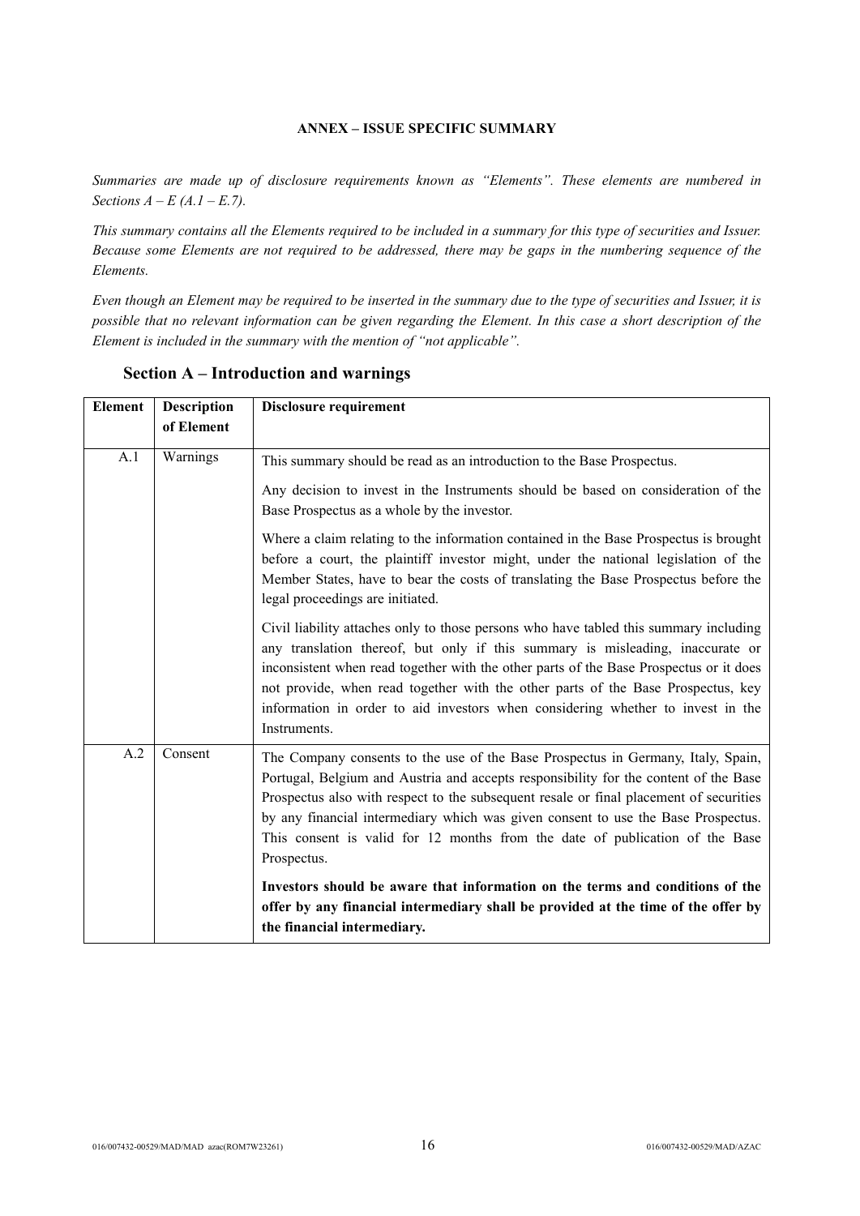**ANNEX – ISSUE SPECIFIC SUMMARY**

*Summaries are made up of disclosure requirements known as "Elements". These elements are numbered in Sections A – E (A.1 – E.7).*

*This summary contains all the Elements required to be included in a summary for this type of securities and Issuer. Because some Elements are not required to be addressed, there may be gaps in the numbering sequence of the Elements.*

*Even though an Element may be required to be inserted in the summary due to the type of securities and Issuer, it is possible that no relevant information can be given regarding the Element. In this case a short description of the Element is included in the summary with the mention of "not applicable".*

## Section A – Introduction and warnings

| Element | Description of Element | Disclosure requirement |
|---|---|---|
| A.1 | Warnings | This summary should be read as an introduction to the Base Prospectus.<br><br>Any decision to invest in the Instruments should be based on consideration of the Base Prospectus as a whole by the investor.<br><br>Where a claim relating to the information contained in the Base Prospectus is brought before a court, the plaintiff investor might, under the national legislation of the Member States, have to bear the costs of translating the Base Prospectus before the legal proceedings are initiated.<br><br>Civil liability attaches only to those persons who have tabled this summary including any translation thereof, but only if this summary is misleading, inaccurate or inconsistent when read together with the other parts of the Base Prospectus or it does not provide, when read together with the other parts of the Base Prospectus, key information in order to aid investors when considering whether to invest in the Instruments. |
| A.2 | Consent | The Company consents to the use of the Base Prospectus in Germany, Italy, Spain, Portugal, Belgium and Austria and accepts responsibility for the content of the Base Prospectus also with respect to the subsequent resale or final placement of securities by any financial intermediary which was given consent to use the Base Prospectus. This consent is valid for 12 months from the date of publication of the Base Prospectus.<br><br>**Investors should be aware that information on the terms and conditions of the offer by any financial intermediary shall be provided at the time of the offer by the financial intermediary.** |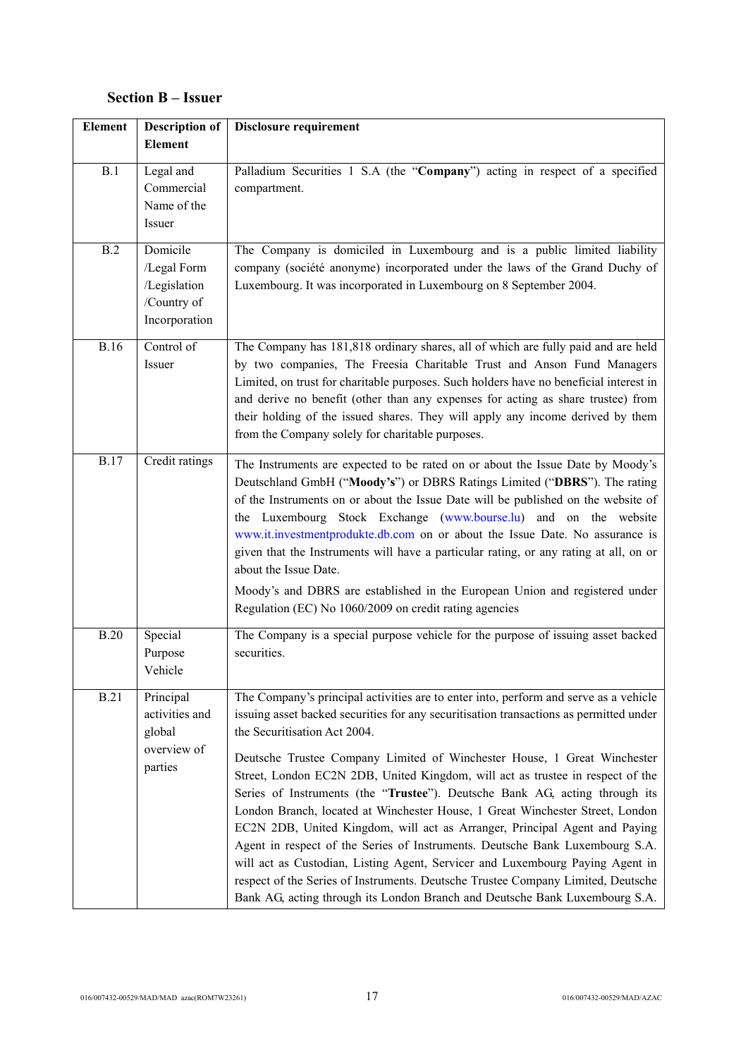### Section B – Issuer

| Element | Description of Element | Disclosure requirement |
|---|---|---|
| B.1 | Legal and Commercial Name of the Issuer | Palladium Securities 1 S.A (the "**Company**") acting in respect of a specified compartment. |
| B.2 | Domicile /Legal Form /Legislation /Country of Incorporation | The Company is domiciled in Luxembourg and is a public limited liability company (société anonyme) incorporated under the laws of the Grand Duchy of Luxembourg. It was incorporated in Luxembourg on 8 September 2004. |
| B.16 | Control of Issuer | The Company has 181,818 ordinary shares, all of which are fully paid and are held by two companies, The Freesia Charitable Trust and Anson Fund Managers Limited, on trust for charitable purposes. Such holders have no beneficial interest in and derive no benefit (other than any expenses for acting as share trustee) from their holding of the issued shares. They will apply any income derived by them from the Company solely for charitable purposes. |
| B.17 | Credit ratings | The Instruments are expected to be rated on or about the Issue Date by Moody's Deutschland GmbH ("**Moody's**") or DBRS Ratings Limited ("**DBRS**"). The rating of the Instruments on or about the Issue Date will be published on the website of the Luxembourg Stock Exchange (www.bourse.lu) and on the website www.it.investmentprodukte.db.com on or about the Issue Date. No assurance is given that the Instruments will have a particular rating, or any rating at all, on or about the Issue Date.<br><br>Moody's and DBRS are established in the European Union and registered under Regulation (EC) No 1060/2009 on credit rating agencies |
| B.20 | Special Purpose Vehicle | The Company is a special purpose vehicle for the purpose of issuing asset backed securities. |
| B.21 | Principal activities and global overview of parties | The Company's principal activities are to enter into, perform and serve as a vehicle issuing asset backed securities for any securitisation transactions as permitted under the Securitisation Act 2004.<br><br>Deutsche Trustee Company Limited of Winchester House, 1 Great Winchester Street, London EC2N 2DB, United Kingdom, will act as trustee in respect of the Series of Instruments (the "**Trustee**"). Deutsche Bank AG, acting through its London Branch, located at Winchester House, 1 Great Winchester Street, London EC2N 2DB, United Kingdom, will act as Arranger, Principal Agent and Paying Agent in respect of the Series of Instruments. Deutsche Bank Luxembourg S.A. will act as Custodian, Listing Agent, Servicer and Luxembourg Paying Agent in respect of the Series of Instruments. Deutsche Trustee Company Limited, Deutsche Bank AG, acting through its London Branch and Deutsche Bank Luxembourg S.A. |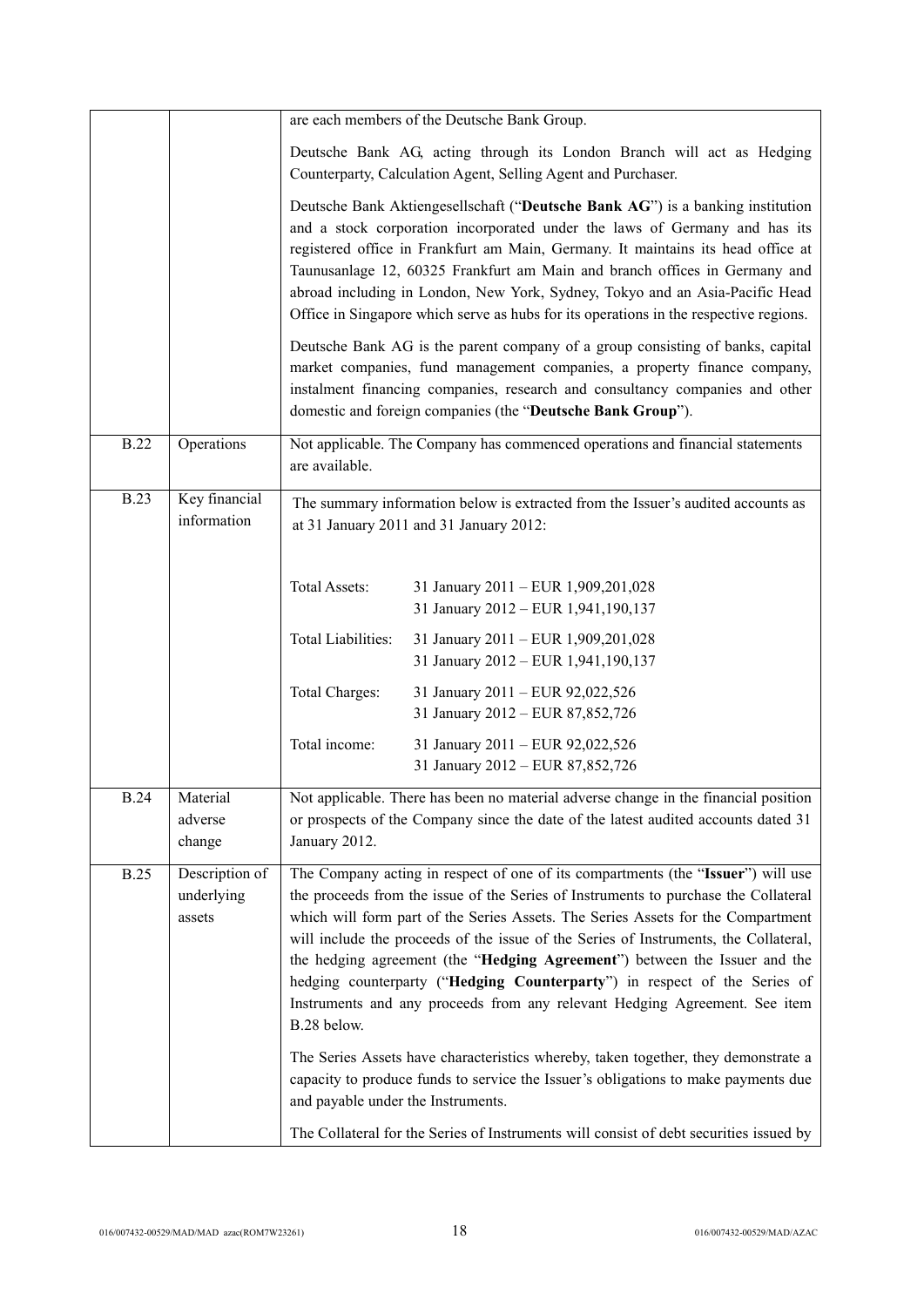| | | |
|---|---|---|
| | | are each members of the Deutsche Bank Group.<br><br>Deutsche Bank AG, acting through its London Branch will act as Hedging Counterparty, Calculation Agent, Selling Agent and Purchaser.<br><br>Deutsche Bank Aktiengesellschaft ("**Deutsche Bank AG**") is a banking institution and a stock corporation incorporated under the laws of Germany and has its registered office in Frankfurt am Main, Germany. It maintains its head office at Taunusanlage 12, 60325 Frankfurt am Main and branch offices in Germany and abroad including in London, New York, Sydney, Tokyo and an Asia-Pacific Head Office in Singapore which serve as hubs for its operations in the respective regions.<br><br>Deutsche Bank AG is the parent company of a group consisting of banks, capital market companies, fund management companies, a property finance company, instalment financing companies, research and consultancy companies and other domestic and foreign companies (the "**Deutsche Bank Group**"). |
| B.22 | Operations | Not applicable. The Company has commenced operations and financial statements are available. |
| B.23 | Key financial information | The summary information below is extracted from the Issuer's audited accounts as at 31 January 2011 and 31 January 2012:<br><br>Total Assets: 31 January 2011 – EUR 1,909,201,028; 31 January 2012 – EUR 1,941,190,137<br><br>Total Liabilities: 31 January 2011 – EUR 1,909,201,028; 31 January 2012 – EUR 1,941,190,137<br><br>Total Charges: 31 January 2011 – EUR 92,022,526; 31 January 2012 – EUR 87,852,726<br><br>Total income: 31 January 2011 – EUR 92,022,526; 31 January 2012 – EUR 87,852,726 |
| B.24 | Material adverse change | Not applicable. There has been no material adverse change in the financial position or prospects of the Company since the date of the latest audited accounts dated 31 January 2012. |
| B.25 | Description of underlying assets | The Company acting in respect of one of its compartments (the "**Issuer**") will use the proceeds from the issue of the Series of Instruments to purchase the Collateral which will form part of the Series Assets. The Series Assets for the Compartment will include the proceeds of the issue of the Series of Instruments, the Collateral, the hedging agreement (the "**Hedging Agreement**") between the Issuer and the hedging counterparty ("**Hedging Counterparty**") in respect of the Series of Instruments and any proceeds from any relevant Hedging Agreement. See item B.28 below.<br><br>The Series Assets have characteristics whereby, taken together, they demonstrate a capacity to produce funds to service the Issuer's obligations to make payments due and payable under the Instruments.<br><br>The Collateral for the Series of Instruments will consist of debt securities issued by |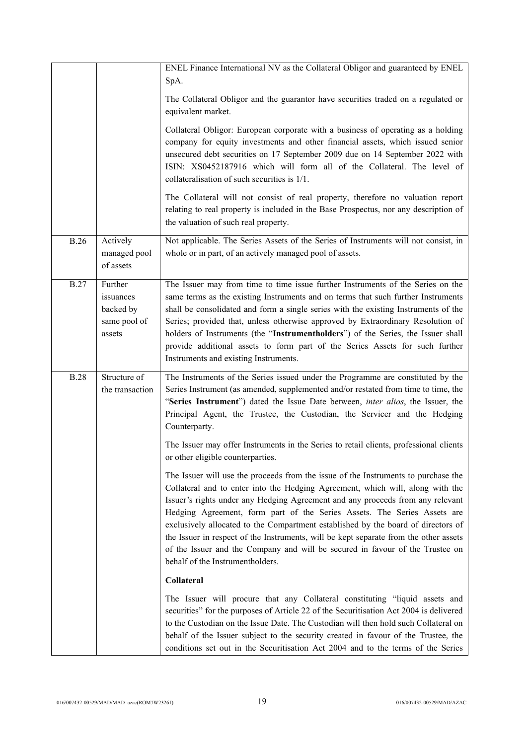| | | |
|---|---|---|
| | | ENEL Finance International NV as the Collateral Obligor and guaranteed by ENEL SpA.<br><br>The Collateral Obligor and the guarantor have securities traded on a regulated or equivalent market.<br><br>Collateral Obligor: European corporate with a business of operating as a holding company for equity investments and other financial assets, which issued senior unsecured debt securities on 17 September 2009 due on 14 September 2022 with ISIN: XS0452187916 which will form all of the Collateral. The level of collateralisation of such securities is 1/1.<br><br>The Collateral will not consist of real property, therefore no valuation report relating to real property is included in the Base Prospectus, nor any description of the valuation of such real property. |
| B.26 | Actively managed pool of assets | Not applicable. The Series Assets of the Series of Instruments will not consist, in whole or in part, of an actively managed pool of assets. |
| B.27 | Further issuances backed by same pool of assets | The Issuer may from time to time issue further Instruments of the Series on the same terms as the existing Instruments and on terms that such further Instruments shall be consolidated and form a single series with the existing Instruments of the Series; provided that, unless otherwise approved by Extraordinary Resolution of holders of Instruments (the "**Instrumentholders**") of the Series, the Issuer shall provide additional assets to form part of the Series Assets for such further Instruments and existing Instruments. |
| B.28 | Structure of the transaction | The Instruments of the Series issued under the Programme are constituted by the Series Instrument (as amended, supplemented and/or restated from time to time, the "**Series Instrument**") dated the Issue Date between, *inter alios*, the Issuer, the Principal Agent, the Trustee, the Custodian, the Servicer and the Hedging Counterparty.<br><br>The Issuer may offer Instruments in the Series to retail clients, professional clients or other eligible counterparties.<br><br>The Issuer will use the proceeds from the issue of the Instruments to purchase the Collateral and to enter into the Hedging Agreement, which will, along with the Issuer's rights under any Hedging Agreement and any proceeds from any relevant Hedging Agreement, form part of the Series Assets. The Series Assets are exclusively allocated to the Compartment established by the board of directors of the Issuer in respect of the Instruments, will be kept separate from the other assets of the Issuer and the Company and will be secured in favour of the Trustee on behalf of the Instrumentholders.<br><br>**Collateral**<br><br>The Issuer will procure that any Collateral constituting "liquid assets and securities" for the purposes of Article 22 of the Securitisation Act 2004 is delivered to the Custodian on the Issue Date. The Custodian will then hold such Collateral on behalf of the Issuer subject to the security created in favour of the Trustee, the conditions set out in the Securitisation Act 2004 and to the terms of the Series |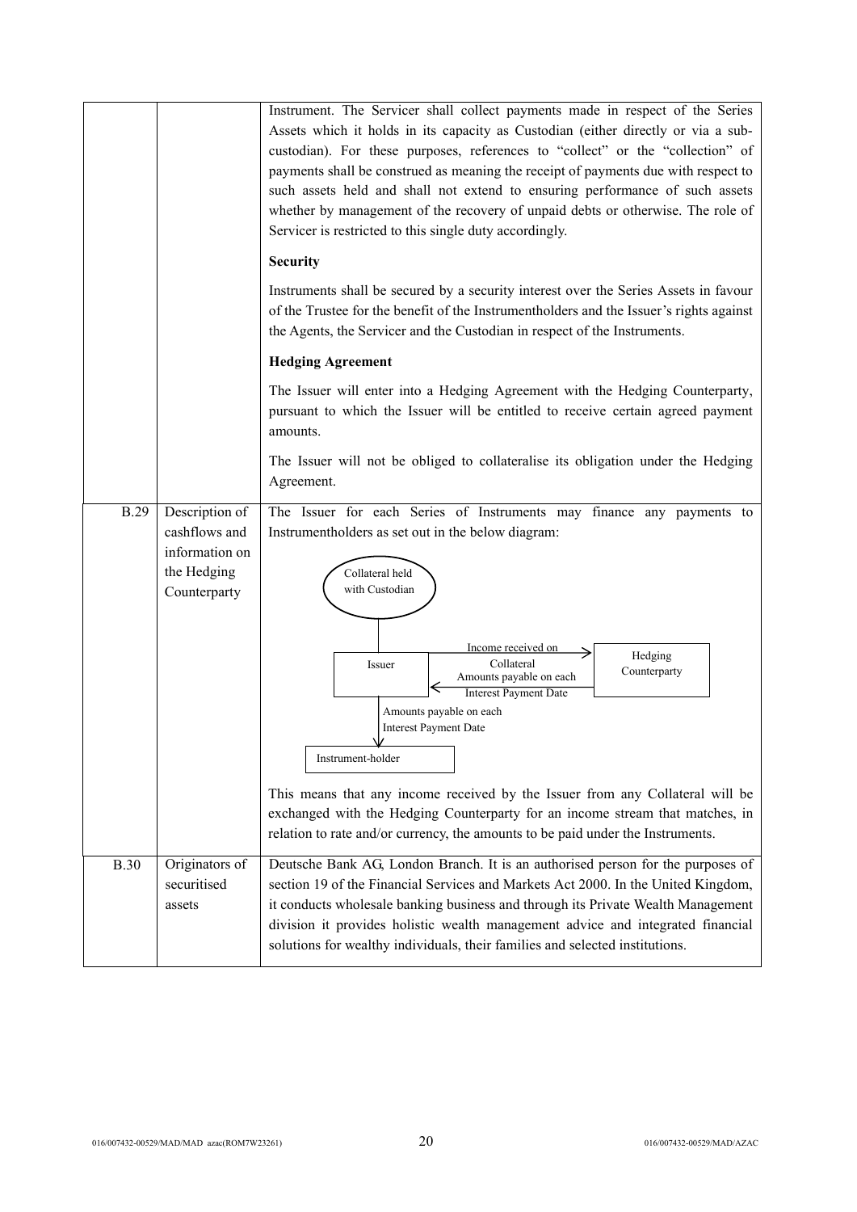| | | Instrument. The Servicer shall collect payments made in respect of the Series Assets which it holds in its capacity as Custodian (either directly or via a sub-custodian). For these purposes, references to "collect" or the "collection" of payments shall be construed as meaning the receipt of payments due with respect to such assets held and shall not extend to ensuring performance of such assets whether by management of the recovery of unpaid debts or otherwise. The role of Servicer is restricted to this single duty accordingly.<br><br>**Security**<br><br>Instruments shall be secured by a security interest over the Series Assets in favour of the Trustee for the benefit of the Instrumentholders and the Issuer's rights against the Agents, the Servicer and the Custodian in respect of the Instruments.<br><br>**Hedging Agreement**<br><br>The Issuer will enter into a Hedging Agreement with the Hedging Counterparty, pursuant to which the Issuer will be entitled to receive certain agreed payment amounts.<br><br>The Issuer will not be obliged to collateralise its obligation under the Hedging Agreement. |
|---|---|---|
| B.29 | Description of cashflows and information on the Hedging Counterparty | The Issuer for each Series of Instruments may finance any payments to Instrumentholders as set out in the below diagram:<br><br>Collateral held with Custodian → Issuer<br>Issuer → Hedging Counterparty: Income received on Collateral<br>Hedging Counterparty → Issuer: Amounts payable on each Interest Payment Date<br>Issuer → Instrument-holder: Amounts payable on each Interest Payment Date<br><br>This means that any income received by the Issuer from any Collateral will be exchanged with the Hedging Counterparty for an income stream that matches, in relation to rate and/or currency, the amounts to be paid under the Instruments. |
| B.30 | Originators of securitised assets | Deutsche Bank AG, London Branch. It is an authorised person for the purposes of section 19 of the Financial Services and Markets Act 2000. In the United Kingdom, it conducts wholesale banking business and through its Private Wealth Management division it provides holistic wealth management advice and integrated financial solutions for wealthy individuals, their families and selected institutions. |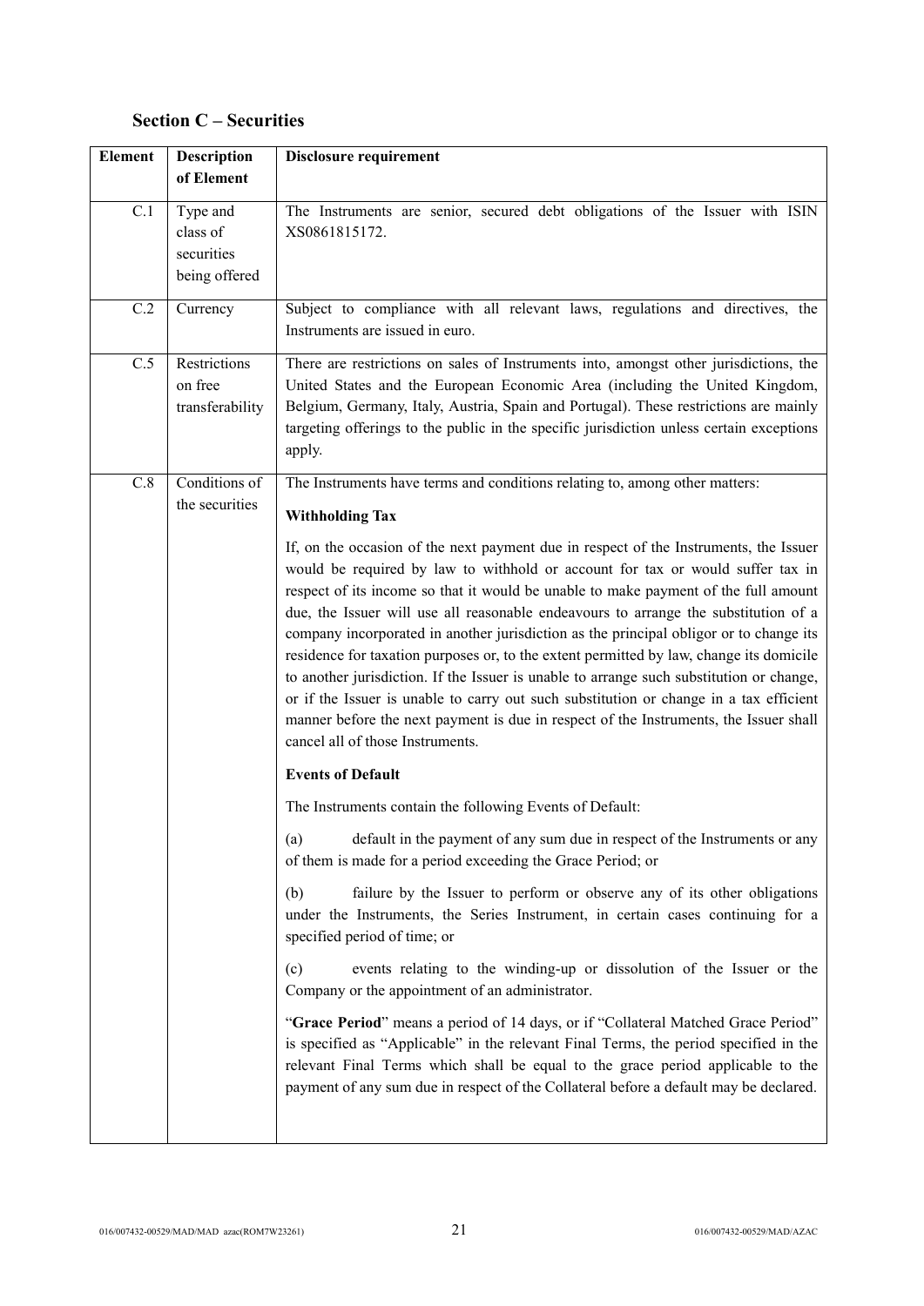## Section C – Securities

| Element | Description of Element | Disclosure requirement |
|---|---|---|
| C.1 | Type and class of securities being offered | The Instruments are senior, secured debt obligations of the Issuer with ISIN XS0861815172. |
| C.2 | Currency | Subject to compliance with all relevant laws, regulations and directives, the Instruments are issued in euro. |
| C.5 | Restrictions on free transferability | There are restrictions on sales of Instruments into, amongst other jurisdictions, the United States and the European Economic Area (including the United Kingdom, Belgium, Germany, Italy, Austria, Spain and Portugal). These restrictions are mainly targeting offerings to the public in the specific jurisdiction unless certain exceptions apply. |
| C.8 | Conditions of the securities | The Instruments have terms and conditions relating to, among other matters:<br><br>**Withholding Tax**<br><br>If, on the occasion of the next payment due in respect of the Instruments, the Issuer would be required by law to withhold or account for tax or would suffer tax in respect of its income so that it would be unable to make payment of the full amount due, the Issuer will use all reasonable endeavours to arrange the substitution of a company incorporated in another jurisdiction as the principal obligor or to change its residence for taxation purposes or, to the extent permitted by law, change its domicile to another jurisdiction. If the Issuer is unable to arrange such substitution or change, or if the Issuer is unable to carry out such substitution or change in a tax efficient manner before the next payment is due in respect of the Instruments, the Issuer shall cancel all of those Instruments.<br><br>**Events of Default**<br><br>The Instruments contain the following Events of Default:<br><br>(a) default in the payment of any sum due in respect of the Instruments or any of them is made for a period exceeding the Grace Period; or<br><br>(b) failure by the Issuer to perform or observe any of its other obligations under the Instruments, the Series Instrument, in certain cases continuing for a specified period of time; or<br><br>(c) events relating to the winding-up or dissolution of the Issuer or the Company or the appointment of an administrator.<br><br>"**Grace Period**" means a period of 14 days, or if "Collateral Matched Grace Period" is specified as "Applicable" in the relevant Final Terms, the period specified in the relevant Final Terms which shall be equal to the grace period applicable to the payment of any sum due in respect of the Collateral before a default may be declared. |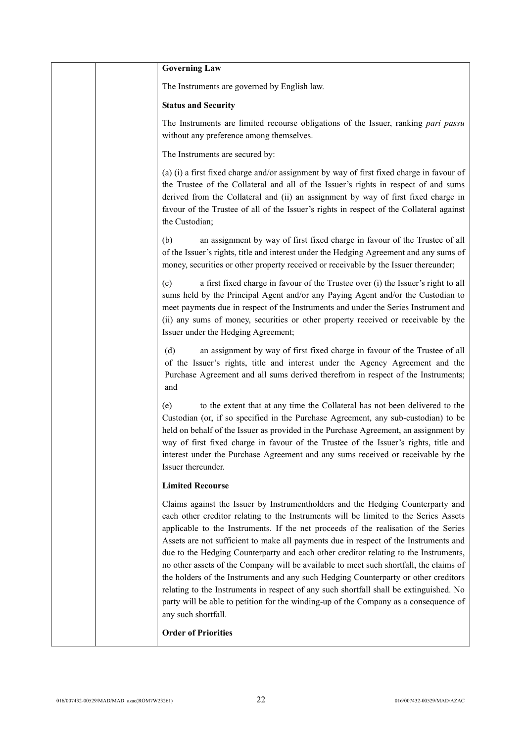**Governing Law**

The Instruments are governed by English law.

**Status and Security**

The Instruments are limited recourse obligations of the Issuer, ranking *pari passu* without any preference among themselves.

The Instruments are secured by:

(a) (i) a first fixed charge and/or assignment by way of first fixed charge in favour of the Trustee of the Collateral and all of the Issuer's rights in respect of and sums derived from the Collateral and (ii) an assignment by way of first fixed charge in favour of the Trustee of all of the Issuer's rights in respect of the Collateral against the Custodian;

(b) an assignment by way of first fixed charge in favour of the Trustee of all of the Issuer's rights, title and interest under the Hedging Agreement and any sums of money, securities or other property received or receivable by the Issuer thereunder;

(c) a first fixed charge in favour of the Trustee over (i) the Issuer's right to all sums held by the Principal Agent and/or any Paying Agent and/or the Custodian to meet payments due in respect of the Instruments and under the Series Instrument and (ii) any sums of money, securities or other property received or receivable by the Issuer under the Hedging Agreement;

(d) an assignment by way of first fixed charge in favour of the Trustee of all of the Issuer's rights, title and interest under the Agency Agreement and the Purchase Agreement and all sums derived therefrom in respect of the Instruments; and

(e) to the extent that at any time the Collateral has not been delivered to the Custodian (or, if so specified in the Purchase Agreement, any sub-custodian) to be held on behalf of the Issuer as provided in the Purchase Agreement, an assignment by way of first fixed charge in favour of the Trustee of the Issuer's rights, title and interest under the Purchase Agreement and any sums received or receivable by the Issuer thereunder.

**Limited Recourse**

Claims against the Issuer by Instrumentholders and the Hedging Counterparty and each other creditor relating to the Instruments will be limited to the Series Assets applicable to the Instruments. If the net proceeds of the realisation of the Series Assets are not sufficient to make all payments due in respect of the Instruments and due to the Hedging Counterparty and each other creditor relating to the Instruments, no other assets of the Company will be available to meet such shortfall, the claims of the holders of the Instruments and any such Hedging Counterparty or other creditors relating to the Instruments in respect of any such shortfall shall be extinguished. No party will be able to petition for the winding-up of the Company as a consequence of any such shortfall.

**Order of Priorities**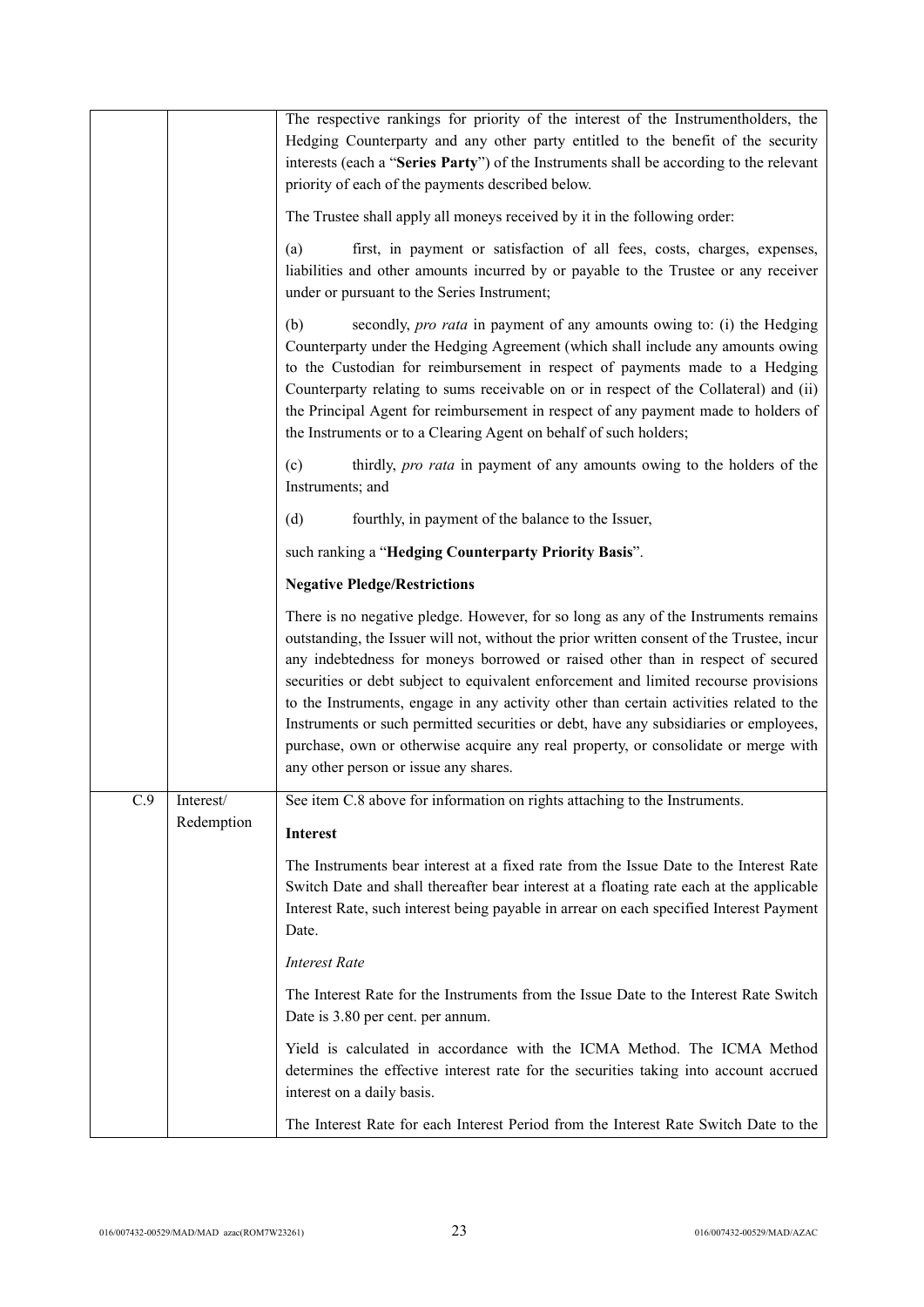| | | |
|---|---|---|
| | | The respective rankings for priority of the interest of the Instrumentholders, the Hedging Counterparty and any other party entitled to the benefit of the security interests (each a "**Series Party**") of the Instruments shall be according to the relevant priority of each of the payments described below.<br><br>The Trustee shall apply all moneys received by it in the following order:<br><br>(a) first, in payment or satisfaction of all fees, costs, charges, expenses, liabilities and other amounts incurred by or payable to the Trustee or any receiver under or pursuant to the Series Instrument;<br><br>(b) secondly, *pro rata* in payment of any amounts owing to: (i) the Hedging Counterparty under the Hedging Agreement (which shall include any amounts owing to the Custodian for reimbursement in respect of payments made to a Hedging Counterparty relating to sums receivable on or in respect of the Collateral) and (ii) the Principal Agent for reimbursement in respect of any payment made to holders of the Instruments or to a Clearing Agent on behalf of such holders;<br><br>(c) thirdly, *pro rata* in payment of any amounts owing to the holders of the Instruments; and<br><br>(d) fourthly, in payment of the balance to the Issuer,<br><br>such ranking a "**Hedging Counterparty Priority Basis**".<br><br>**Negative Pledge/Restrictions**<br><br>There is no negative pledge. However, for so long as any of the Instruments remains outstanding, the Issuer will not, without the prior written consent of the Trustee, incur any indebtedness for moneys borrowed or raised other than in respect of secured securities or debt subject to equivalent enforcement and limited recourse provisions to the Instruments, engage in any activity other than certain activities related to the Instruments or such permitted securities or debt, have any subsidiaries or employees, purchase, own or otherwise acquire any real property, or consolidate or merge with any other person or issue any shares. |
| C.9 | Interest/ Redemption | See item C.8 above for information on rights attaching to the Instruments.<br><br>**Interest**<br><br>The Instruments bear interest at a fixed rate from the Issue Date to the Interest Rate Switch Date and shall thereafter bear interest at a floating rate each at the applicable Interest Rate, such interest being payable in arrear on each specified Interest Payment Date.<br><br>*Interest Rate*<br><br>The Interest Rate for the Instruments from the Issue Date to the Interest Rate Switch Date is 3.80 per cent. per annum.<br><br>Yield is calculated in accordance with the ICMA Method. The ICMA Method determines the effective interest rate for the securities taking into account accrued interest on a daily basis.<br><br>The Interest Rate for each Interest Period from the Interest Rate Switch Date to the |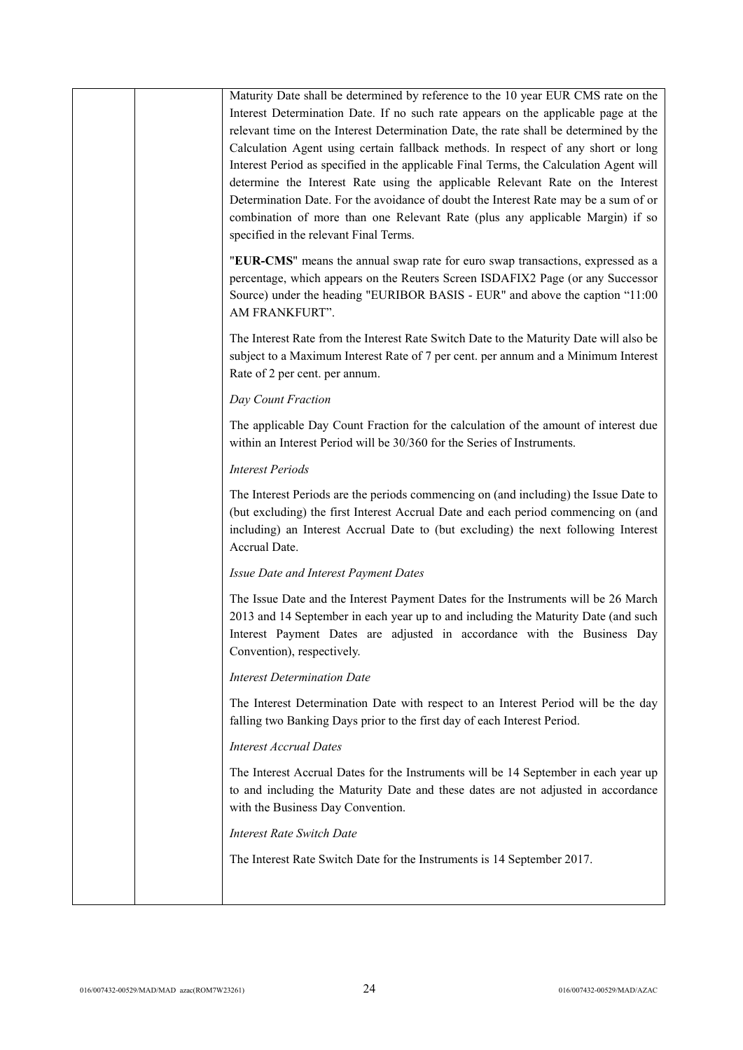| | | Maturity Date shall be determined by reference to the 10 year EUR CMS rate on the Interest Determination Date. If no such rate appears on the applicable page at the relevant time on the Interest Determination Date, the rate shall be determined by the Calculation Agent using certain fallback methods. In respect of any short or long Interest Period as specified in the applicable Final Terms, the Calculation Agent will determine the Interest Rate using the applicable Relevant Rate on the Interest Determination Date. For the avoidance of doubt the Interest Rate may be a sum of or combination of more than one Relevant Rate (plus any applicable Margin) if so specified in the relevant Final Terms.<br><br>"**EUR-CMS**" means the annual swap rate for euro swap transactions, expressed as a percentage, which appears on the Reuters Screen ISDAFIX2 Page (or any Successor Source) under the heading "EURIBOR BASIS - EUR" and above the caption "11:00 AM FRANKFURT".<br><br>The Interest Rate from the Interest Rate Switch Date to the Maturity Date will also be subject to a Maximum Interest Rate of 7 per cent. per annum and a Minimum Interest Rate of 2 per cent. per annum.<br><br>*Day Count Fraction*<br><br>The applicable Day Count Fraction for the calculation of the amount of interest due within an Interest Period will be 30/360 for the Series of Instruments.<br><br>*Interest Periods*<br><br>The Interest Periods are the periods commencing on (and including) the Issue Date to (but excluding) the first Interest Accrual Date and each period commencing on (and including) an Interest Accrual Date to (but excluding) the next following Interest Accrual Date.<br><br>*Issue Date and Interest Payment Dates*<br><br>The Issue Date and the Interest Payment Dates for the Instruments will be 26 March 2013 and 14 September in each year up to and including the Maturity Date (and such Interest Payment Dates are adjusted in accordance with the Business Day Convention), respectively.<br><br>*Interest Determination Date*<br><br>The Interest Determination Date with respect to an Interest Period will be the day falling two Banking Days prior to the first day of each Interest Period.<br><br>*Interest Accrual Dates*<br><br>The Interest Accrual Dates for the Instruments will be 14 September in each year up to and including the Maturity Date and these dates are not adjusted in accordance with the Business Day Convention.<br><br>*Interest Rate Switch Date*<br><br>The Interest Rate Switch Date for the Instruments is 14 September 2017. |
|---|---|---|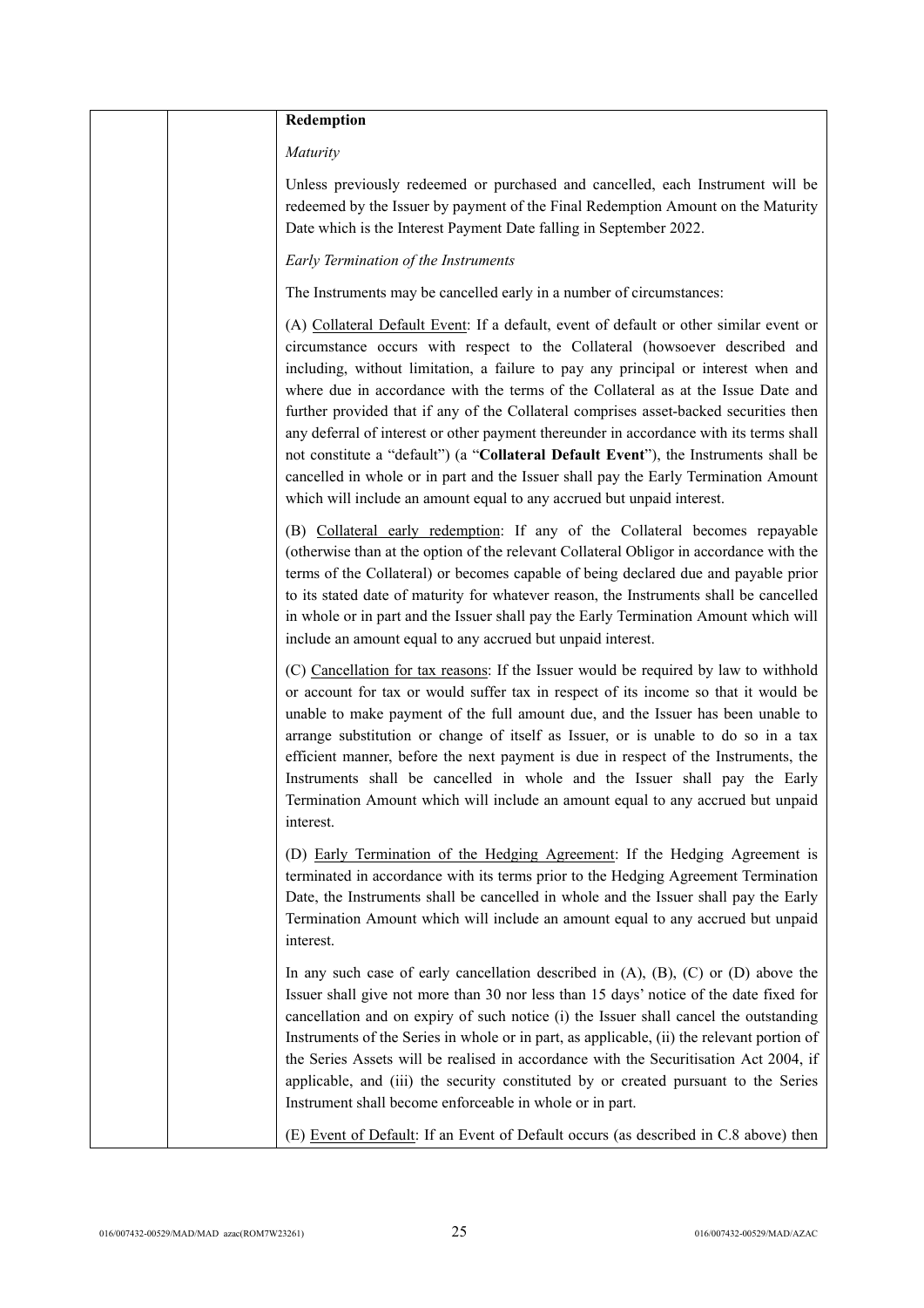**Redemption**

*Maturity*

Unless previously redeemed or purchased and cancelled, each Instrument will be redeemed by the Issuer by payment of the Final Redemption Amount on the Maturity Date which is the Interest Payment Date falling in September 2022.

*Early Termination of the Instruments*

The Instruments may be cancelled early in a number of circumstances:

(A) Collateral Default Event: If a default, event of default or other similar event or circumstance occurs with respect to the Collateral (howsoever described and including, without limitation, a failure to pay any principal or interest when and where due in accordance with the terms of the Collateral as at the Issue Date and further provided that if any of the Collateral comprises asset-backed securities then any deferral of interest or other payment thereunder in accordance with its terms shall not constitute a "default") (a "**Collateral Default Event**"), the Instruments shall be cancelled in whole or in part and the Issuer shall pay the Early Termination Amount which will include an amount equal to any accrued but unpaid interest.

(B) Collateral early redemption: If any of the Collateral becomes repayable (otherwise than at the option of the relevant Collateral Obligor in accordance with the terms of the Collateral) or becomes capable of being declared due and payable prior to its stated date of maturity for whatever reason, the Instruments shall be cancelled in whole or in part and the Issuer shall pay the Early Termination Amount which will include an amount equal to any accrued but unpaid interest.

(C) Cancellation for tax reasons: If the Issuer would be required by law to withhold or account for tax or would suffer tax in respect of its income so that it would be unable to make payment of the full amount due, and the Issuer has been unable to arrange substitution or change of itself as Issuer, or is unable to do so in a tax efficient manner, before the next payment is due in respect of the Instruments, the Instruments shall be cancelled in whole and the Issuer shall pay the Early Termination Amount which will include an amount equal to any accrued but unpaid interest.

(D) Early Termination of the Hedging Agreement: If the Hedging Agreement is terminated in accordance with its terms prior to the Hedging Agreement Termination Date, the Instruments shall be cancelled in whole and the Issuer shall pay the Early Termination Amount which will include an amount equal to any accrued but unpaid interest.

In any such case of early cancellation described in (A), (B), (C) or (D) above the Issuer shall give not more than 30 nor less than 15 days' notice of the date fixed for cancellation and on expiry of such notice (i) the Issuer shall cancel the outstanding Instruments of the Series in whole or in part, as applicable, (ii) the relevant portion of the Series Assets will be realised in accordance with the Securitisation Act 2004, if applicable, and (iii) the security constituted by or created pursuant to the Series Instrument shall become enforceable in whole or in part.

(E) Event of Default: If an Event of Default occurs (as described in C.8 above) then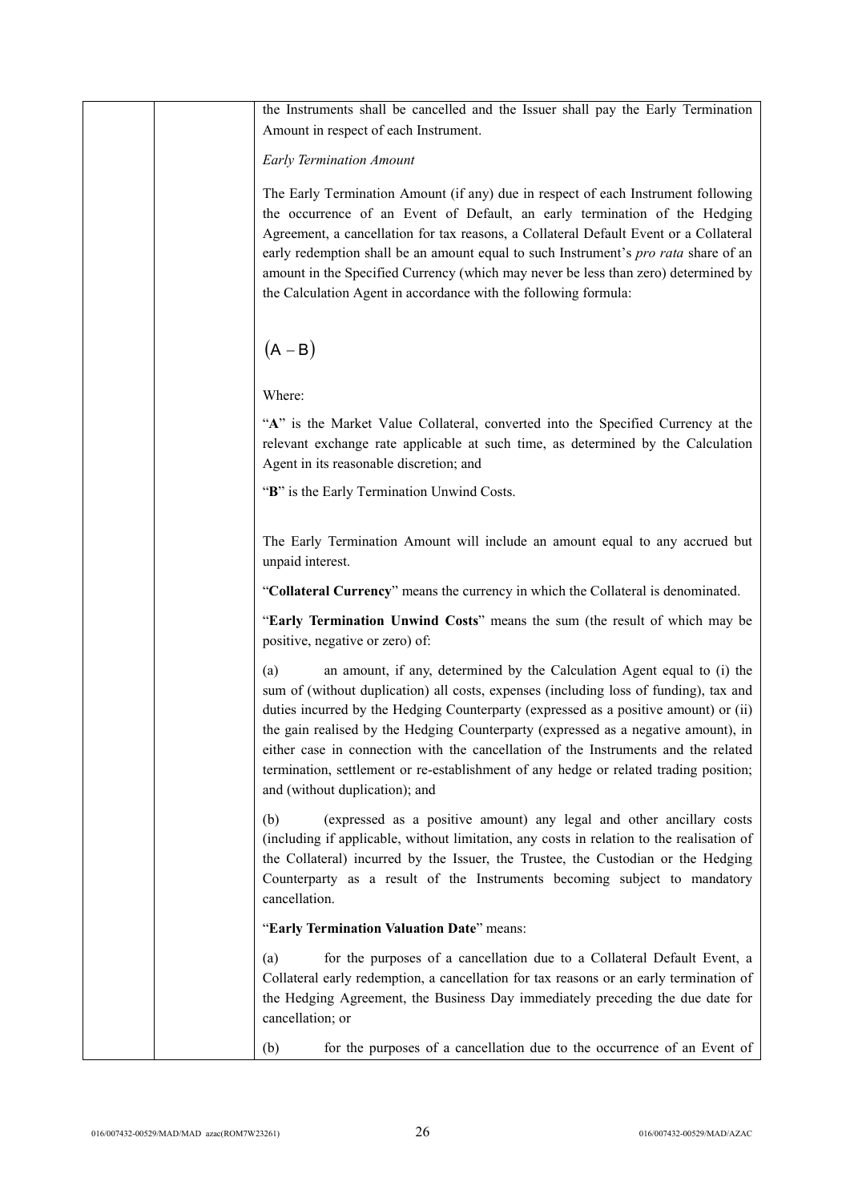the Instruments shall be cancelled and the Issuer shall pay the Early Termination Amount in respect of each Instrument.

*Early Termination Amount*

The Early Termination Amount (if any) due in respect of each Instrument following the occurrence of an Event of Default, an early termination of the Hedging Agreement, a cancellation for tax reasons, a Collateral Default Event or a Collateral early redemption shall be an amount equal to such Instrument's *pro rata* share of an amount in the Specified Currency (which may never be less than zero) determined by the Calculation Agent in accordance with the following formula:

$$(A - B)$$

Where:

"**A**" is the Market Value Collateral, converted into the Specified Currency at the relevant exchange rate applicable at such time, as determined by the Calculation Agent in its reasonable discretion; and

"**B**" is the Early Termination Unwind Costs.

The Early Termination Amount will include an amount equal to any accrued but unpaid interest.

"**Collateral Currency**" means the currency in which the Collateral is denominated.

"**Early Termination Unwind Costs**" means the sum (the result of which may be positive, negative or zero) of:

(a) an amount, if any, determined by the Calculation Agent equal to (i) the sum of (without duplication) all costs, expenses (including loss of funding), tax and duties incurred by the Hedging Counterparty (expressed as a positive amount) or (ii) the gain realised by the Hedging Counterparty (expressed as a negative amount), in either case in connection with the cancellation of the Instruments and the related termination, settlement or re-establishment of any hedge or related trading position; and (without duplication); and

(b) (expressed as a positive amount) any legal and other ancillary costs (including if applicable, without limitation, any costs in relation to the realisation of the Collateral) incurred by the Issuer, the Trustee, the Custodian or the Hedging Counterparty as a result of the Instruments becoming subject to mandatory cancellation.

"**Early Termination Valuation Date**" means:

(a) for the purposes of a cancellation due to a Collateral Default Event, a Collateral early redemption, a cancellation for tax reasons or an early termination of the Hedging Agreement, the Business Day immediately preceding the due date for cancellation; or

(b) for the purposes of a cancellation due to the occurrence of an Event of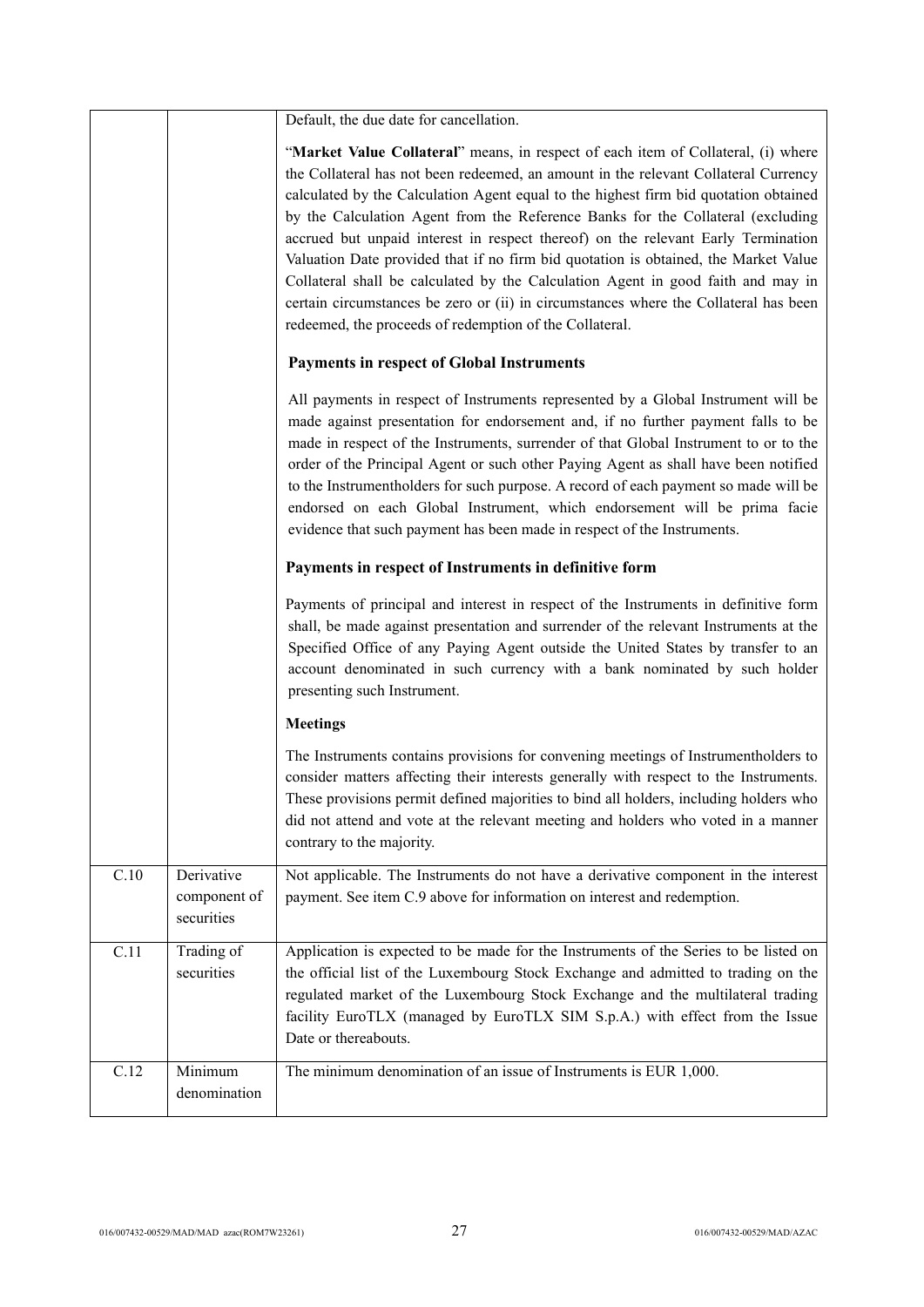| | | |
|---|---|---|
| | | Default, the due date for cancellation.<br><br>"**Market Value Collateral**" means, in respect of each item of Collateral, (i) where the Collateral has not been redeemed, an amount in the relevant Collateral Currency calculated by the Calculation Agent equal to the highest firm bid quotation obtained by the Calculation Agent from the Reference Banks for the Collateral (excluding accrued but unpaid interest in respect thereof) on the relevant Early Termination Valuation Date provided that if no firm bid quotation is obtained, the Market Value Collateral shall be calculated by the Calculation Agent in good faith and may in certain circumstances be zero or (ii) in circumstances where the Collateral has been redeemed, the proceeds of redemption of the Collateral.<br><br>**Payments in respect of Global Instruments**<br><br>All payments in respect of Instruments represented by a Global Instrument will be made against presentation for endorsement and, if no further payment falls to be made in respect of the Instruments, surrender of that Global Instrument to or to the order of the Principal Agent or such other Paying Agent as shall have been notified to the Instrumentholders for such purpose. A record of each payment so made will be endorsed on each Global Instrument, which endorsement will be prima facie evidence that such payment has been made in respect of the Instruments.<br><br>**Payments in respect of Instruments in definitive form**<br><br>Payments of principal and interest in respect of the Instruments in definitive form shall, be made against presentation and surrender of the relevant Instruments at the Specified Office of any Paying Agent outside the United States by transfer to an account denominated in such currency with a bank nominated by such holder presenting such Instrument.<br><br>**Meetings**<br><br>The Instruments contains provisions for convening meetings of Instrumentholders to consider matters affecting their interests generally with respect to the Instruments. These provisions permit defined majorities to bind all holders, including holders who did not attend and vote at the relevant meeting and holders who voted in a manner contrary to the majority. |
| C.10 | Derivative component of securities | Not applicable. The Instruments do not have a derivative component in the interest payment. See item C.9 above for information on interest and redemption. |
| C.11 | Trading of securities | Application is expected to be made for the Instruments of the Series to be listed on the official list of the Luxembourg Stock Exchange and admitted to trading on the regulated market of the Luxembourg Stock Exchange and the multilateral trading facility EuroTLX (managed by EuroTLX SIM S.p.A.) with effect from the Issue Date or thereabouts. |
| C.12 | Minimum denomination | The minimum denomination of an issue of Instruments is EUR 1,000. |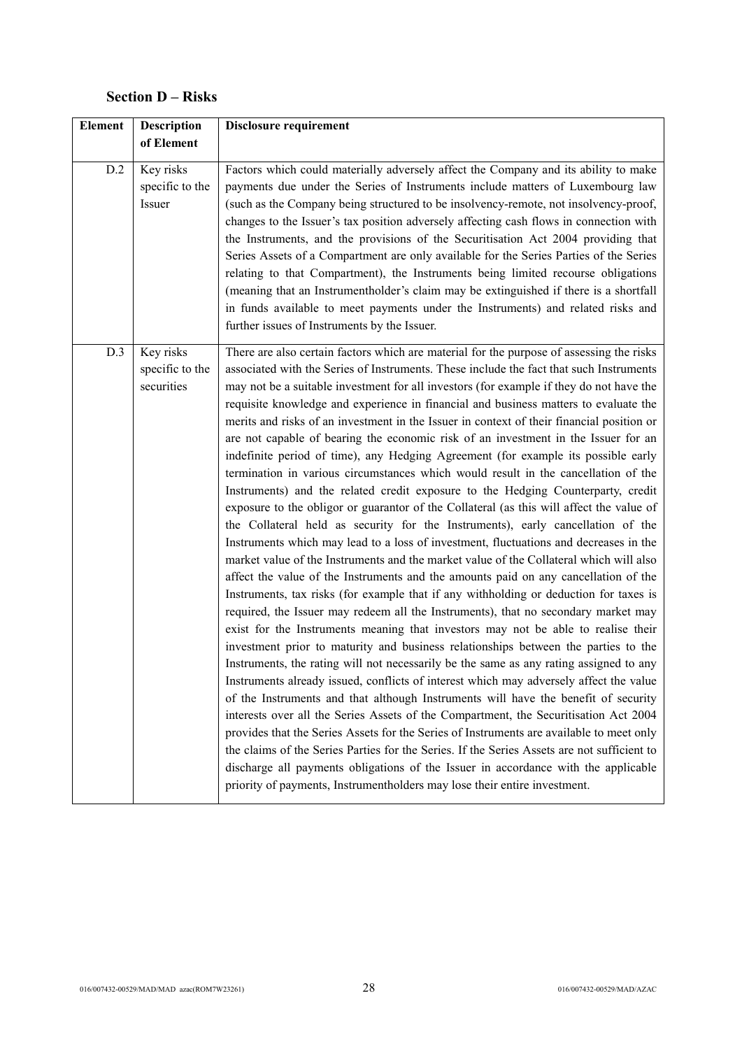## Section D – Risks

| Element | Description of Element | Disclosure requirement |
| --- | --- | --- |
| D.2 | Key risks specific to the Issuer | Factors which could materially adversely affect the Company and its ability to make payments due under the Series of Instruments include matters of Luxembourg law (such as the Company being structured to be insolvency-remote, not insolvency-proof, changes to the Issuer's tax position adversely affecting cash flows in connection with the Instruments, and the provisions of the Securitisation Act 2004 providing that Series Assets of a Compartment are only available for the Series Parties of the Series relating to that Compartment), the Instruments being limited recourse obligations (meaning that an Instrumentholder's claim may be extinguished if there is a shortfall in funds available to meet payments under the Instruments) and related risks and further issues of Instruments by the Issuer. |
| D.3 | Key risks specific to the securities | There are also certain factors which are material for the purpose of assessing the risks associated with the Series of Instruments. These include the fact that such Instruments may not be a suitable investment for all investors (for example if they do not have the requisite knowledge and experience in financial and business matters to evaluate the merits and risks of an investment in the Issuer in context of their financial position or are not capable of bearing the economic risk of an investment in the Issuer for an indefinite period of time), any Hedging Agreement (for example its possible early termination in various circumstances which would result in the cancellation of the Instruments) and the related credit exposure to the Hedging Counterparty, credit exposure to the obligor or guarantor of the Collateral (as this will affect the value of the Collateral held as security for the Instruments), early cancellation of the Instruments which may lead to a loss of investment, fluctuations and decreases in the market value of the Instruments and the market value of the Collateral which will also affect the value of the Instruments and the amounts paid on any cancellation of the Instruments, tax risks (for example that if any withholding or deduction for taxes is required, the Issuer may redeem all the Instruments), that no secondary market may exist for the Instruments meaning that investors may not be able to realise their investment prior to maturity and business relationships between the parties to the Instruments, the rating will not necessarily be the same as any rating assigned to any Instruments already issued, conflicts of interest which may adversely affect the value of the Instruments and that although Instruments will have the benefit of security interests over all the Series Assets of the Compartment, the Securitisation Act 2004 provides that the Series Assets for the Series of Instruments are available to meet only the claims of the Series Parties for the Series. If the Series Assets are not sufficient to discharge all payments obligations of the Issuer in accordance with the applicable priority of payments, Instrumentholders may lose their entire investment. |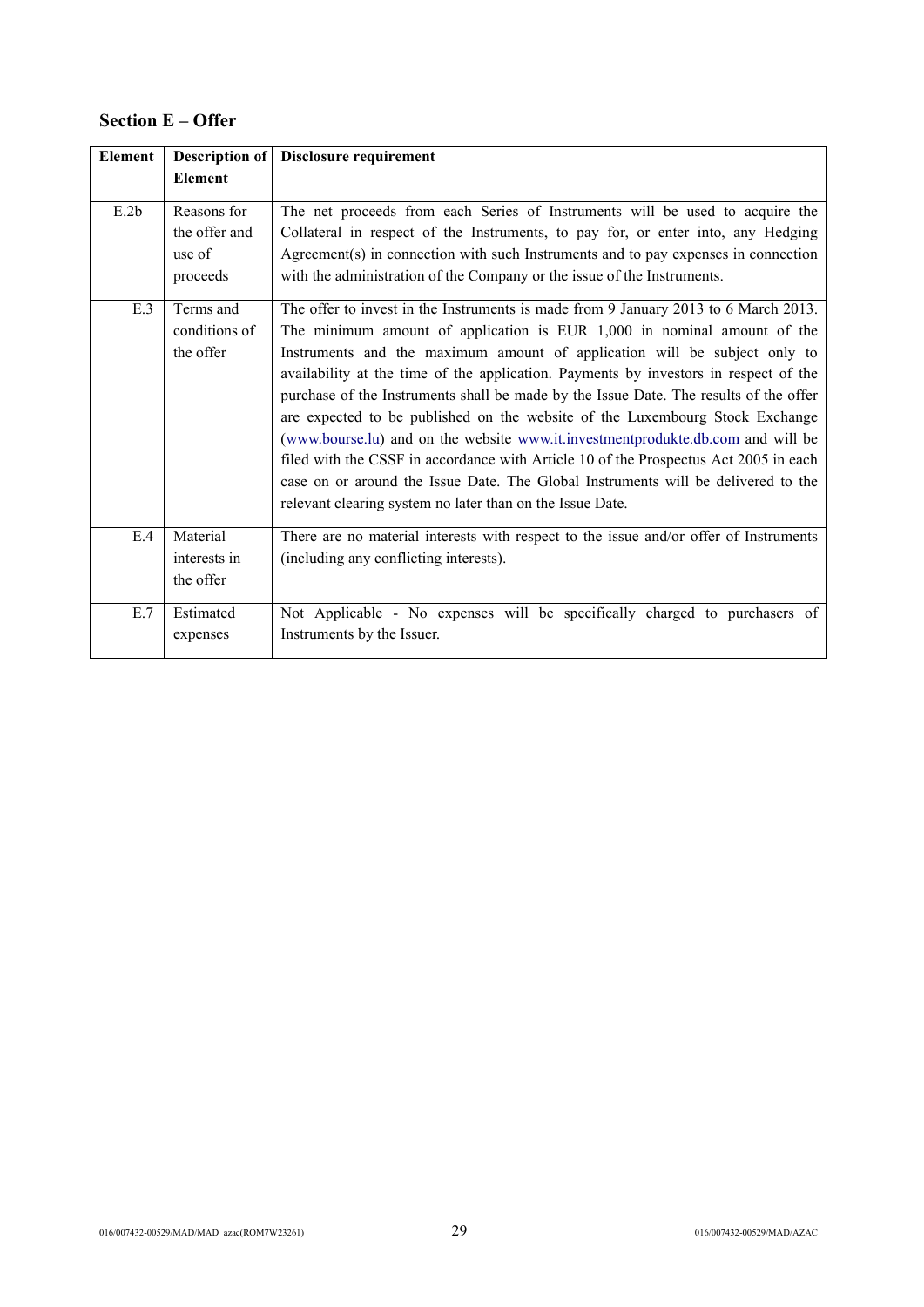## Section E – Offer

| Element | Description of Element | Disclosure requirement |
|---|---|---|
| E.2b | Reasons for the offer and use of proceeds | The net proceeds from each Series of Instruments will be used to acquire the Collateral in respect of the Instruments, to pay for, or enter into, any Hedging Agreement(s) in connection with such Instruments and to pay expenses in connection with the administration of the Company or the issue of the Instruments. |
| E.3 | Terms and conditions of the offer | The offer to invest in the Instruments is made from 9 January 2013 to 6 March 2013. The minimum amount of application is EUR 1,000 in nominal amount of the Instruments and the maximum amount of application will be subject only to availability at the time of the application. Payments by investors in respect of the purchase of the Instruments shall be made by the Issue Date. The results of the offer are expected to be published on the website of the Luxembourg Stock Exchange (www.bourse.lu) and on the website www.it.investmentprodukte.db.com and will be filed with the CSSF in accordance with Article 10 of the Prospectus Act 2005 in each case on or around the Issue Date. The Global Instruments will be delivered to the relevant clearing system no later than on the Issue Date. |
| E.4 | Material interests in the offer | There are no material interests with respect to the issue and/or offer of Instruments (including any conflicting interests). |
| E.7 | Estimated expenses | Not Applicable - No expenses will be specifically charged to purchasers of Instruments by the Issuer. |